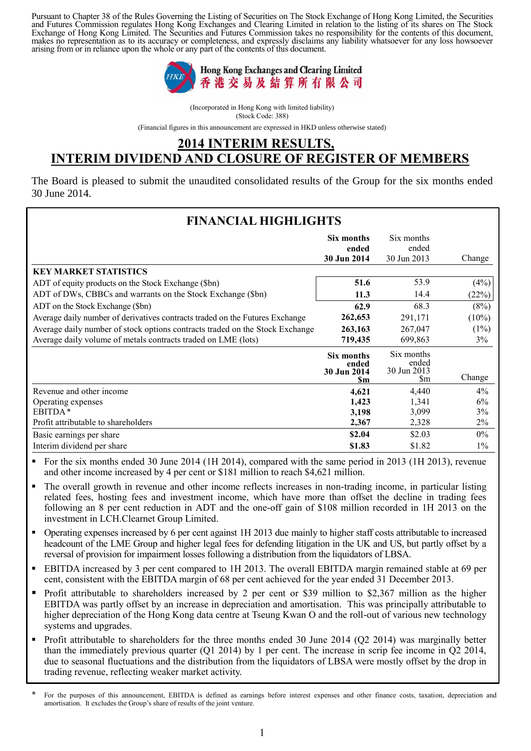Pursuant to Chapter 38 of the Rules Governing the Listing of Securities on The Stock Exchange of Hong Kong Limited, the Securities and Futures Commission regulates Hong Kong Exchanges and Clearing Limited in relation to the listing of its shares on The Stock Exchange of Hong Kong Limited. The Securities and Futures Commission takes no responsibility for the contents of this document, makes no representation as to its accuracy or completeness, and expressly disclaims any liability whatsoever for any loss howsoever arising from or in reliance upon the whole or any part of the contents of this document.

**Hong Kong Exchanges and Clearing Limited**
**香港交易及結算所有限公司**

(Incorporated in Hong Kong with limited liability)
(Stock Code: 388)

(Financial figures in this announcement are expressed in HKD unless otherwise stated)

# 2014 INTERIM RESULTS, INTERIM DIVIDEND AND CLOSURE OF REGISTER OF MEMBERS

The Board is pleased to submit the unaudited consolidated results of the Group for the six months ended 30 June 2014.

## FINANCIAL HIGHLIGHTS

| | **Six months ended 30 Jun 2014** | Six months ended 30 Jun 2013 | Change |
|---|---|---|---|
| **KEY MARKET STATISTICS** | | | |
| ADT of equity products on the Stock Exchange ($bn) | **51.6** | 53.9 | (4%) |
| ADT of DWs, CBBCs and warrants on the Stock Exchange ($bn) | **11.3** | 14.4 | (22%) |
| ADT on the Stock Exchange ($bn) | **62.9** | 68.3 | (8%) |
| Average daily number of derivatives contracts traded on the Futures Exchange | **262,653** | 291,171 | (10%) |
| Average daily number of stock options contracts traded on the Stock Exchange | **263,163** | 267,047 | (1%) |
| Average daily volume of metals contracts traded on LME (lots) | **719,435** | 699,863 | 3% |

| | **Six months ended 30 Jun 2014 $m** | Six months ended 30 Jun 2013 $m | Change |
|---|---|---|---|
| Revenue and other income | **4,621** | 4,440 | 4% |
| Operating expenses | **1,423** | 1,341 | 6% |
| EBITDA* | **3,198** | 3,099 | 3% |
| Profit attributable to shareholders | **2,367** | 2,328 | 2% |
| Basic earnings per share | **$2.04** | $2.03 | 0% |
| Interim dividend per share | **$1.83** | $1.82 | 1% |

- For the six months ended 30 June 2014 (1H 2014), compared with the same period in 2013 (1H 2013), revenue and other income increased by 4 per cent or $181 million to reach $4,621 million.
- The overall growth in revenue and other income reflects increases in non-trading income, in particular listing related fees, hosting fees and investment income, which have more than offset the decline in trading fees following an 8 per cent reduction in ADT and the one-off gain of $108 million recorded in 1H 2013 on the investment in LCH.Clearnet Group Limited.
- Operating expenses increased by 6 per cent against 1H 2013 due mainly to higher staff costs attributable to increased headcount of the LME Group and higher legal fees for defending litigation in the UK and US, but partly offset by a reversal of provision for impairment losses following a distribution from the liquidators of LBSA.
- EBITDA increased by 3 per cent compared to 1H 2013. The overall EBITDA margin remained stable at 69 per cent, consistent with the EBITDA margin of 68 per cent achieved for the year ended 31 December 2013.
- Profit attributable to shareholders increased by 2 per cent or $39 million to $2,367 million as the higher EBITDA was partly offset by an increase in depreciation and amortisation. This was principally attributable to higher depreciation of the Hong Kong data centre at Tseung Kwan O and the roll-out of various new technology systems and upgrades.
- Profit attributable to shareholders for the three months ended 30 June 2014 (Q2 2014) was marginally better than the immediately previous quarter (Q1 2014) by 1 per cent. The increase in scrip fee income in Q2 2014, due to seasonal fluctuations and the distribution from the liquidators of LBSA were mostly offset by the drop in trading revenue, reflecting weaker market activity.

\* For the purposes of this announcement, EBITDA is defined as earnings before interest expenses and other finance costs, taxation, depreciation and amortisation. It excludes the Group's share of results of the joint venture.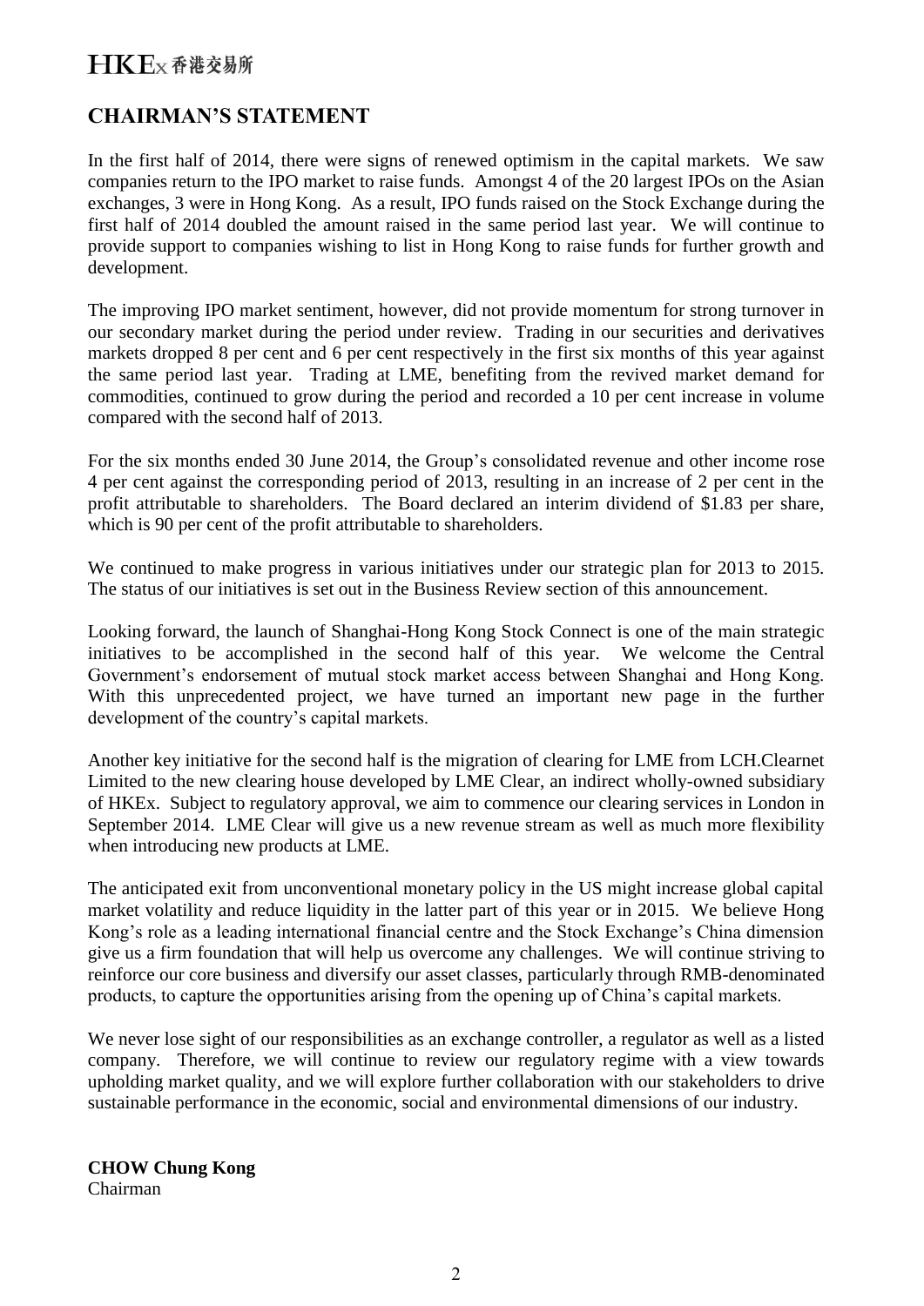## CHAIRMAN'S STATEMENT

In the first half of 2014, there were signs of renewed optimism in the capital markets. We saw companies return to the IPO market to raise funds. Amongst 4 of the 20 largest IPOs on the Asian exchanges, 3 were in Hong Kong. As a result, IPO funds raised on the Stock Exchange during the first half of 2014 doubled the amount raised in the same period last year. We will continue to provide support to companies wishing to list in Hong Kong to raise funds for further growth and development.

The improving IPO market sentiment, however, did not provide momentum for strong turnover in our secondary market during the period under review. Trading in our securities and derivatives markets dropped 8 per cent and 6 per cent respectively in the first six months of this year against the same period last year. Trading at LME, benefiting from the revived market demand for commodities, continued to grow during the period and recorded a 10 per cent increase in volume compared with the second half of 2013.

For the six months ended 30 June 2014, the Group's consolidated revenue and other income rose 4 per cent against the corresponding period of 2013, resulting in an increase of 2 per cent in the profit attributable to shareholders. The Board declared an interim dividend of $1.83 per share, which is 90 per cent of the profit attributable to shareholders.

We continued to make progress in various initiatives under our strategic plan for 2013 to 2015. The status of our initiatives is set out in the Business Review section of this announcement.

Looking forward, the launch of Shanghai-Hong Kong Stock Connect is one of the main strategic initiatives to be accomplished in the second half of this year. We welcome the Central Government's endorsement of mutual stock market access between Shanghai and Hong Kong. With this unprecedented project, we have turned an important new page in the further development of the country's capital markets.

Another key initiative for the second half is the migration of clearing for LME from LCH.Clearnet Limited to the new clearing house developed by LME Clear, an indirect wholly-owned subsidiary of HKEx. Subject to regulatory approval, we aim to commence our clearing services in London in September 2014. LME Clear will give us a new revenue stream as well as much more flexibility when introducing new products at LME.

The anticipated exit from unconventional monetary policy in the US might increase global capital market volatility and reduce liquidity in the latter part of this year or in 2015. We believe Hong Kong's role as a leading international financial centre and the Stock Exchange's China dimension give us a firm foundation that will help us overcome any challenges. We will continue striving to reinforce our core business and diversify our asset classes, particularly through RMB-denominated products, to capture the opportunities arising from the opening up of China's capital markets.

We never lose sight of our responsibilities as an exchange controller, a regulator as well as a listed company. Therefore, we will continue to review our regulatory regime with a view towards upholding market quality, and we will explore further collaboration with our stakeholders to drive sustainable performance in the economic, social and environmental dimensions of our industry.

**CHOW Chung Kong**
Chairman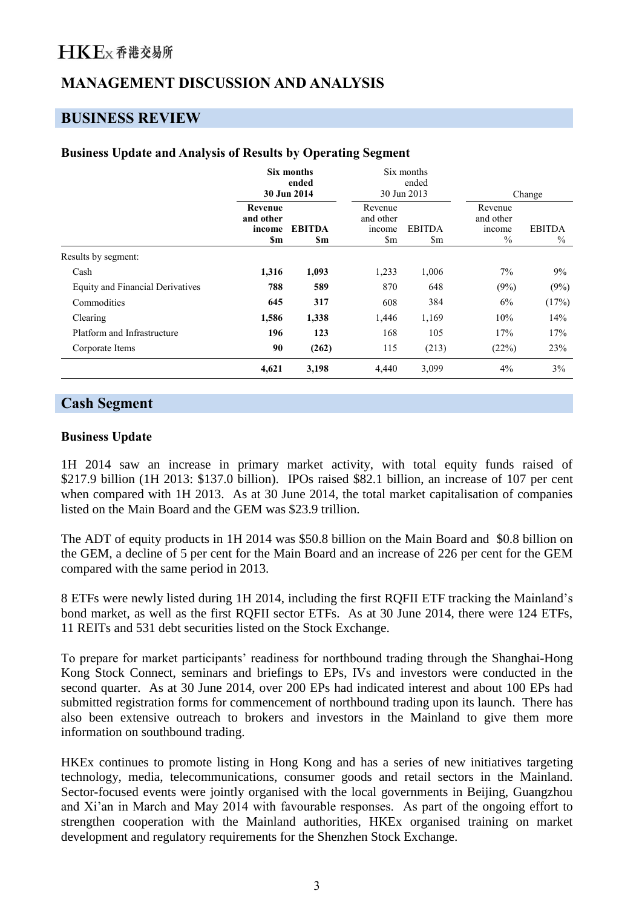# MANAGEMENT DISCUSSION AND ANALYSIS

## BUSINESS REVIEW

### Business Update and Analysis of Results by Operating Segment

| | **Six months ended 30 Jun 2014** | | Six months ended 30 Jun 2013 | | Change | |
|---|---|---|---|---|---|---|
| | **Revenue and other income $m** | **EBITDA $m** | Revenue and other income $m | EBITDA $m | Revenue and other income % | EBITDA % |
| Results by segment: | | | | | | |
| Cash | **1,316** | **1,093** | 1,233 | 1,006 | 7% | 9% |
| Equity and Financial Derivatives | **788** | **589** | 870 | 648 | (9%) | (9%) |
| Commodities | **645** | **317** | 608 | 384 | 6% | (17%) |
| Clearing | **1,586** | **1,338** | 1,446 | 1,169 | 10% | 14% |
| Platform and Infrastructure | **196** | **123** | 168 | 105 | 17% | 17% |
| Corporate Items | **90** | **(262)** | 115 | (213) | (22%) | 23% |
| | **4,621** | **3,198** | 4,440 | 3,099 | 4% | 3% |

## Cash Segment

### Business Update

1H 2014 saw an increase in primary market activity, with total equity funds raised of $217.9 billion (1H 2013: $137.0 billion). IPOs raised $82.1 billion, an increase of 107 per cent when compared with 1H 2013. As at 30 June 2014, the total market capitalisation of companies listed on the Main Board and the GEM was $23.9 trillion.

The ADT of equity products in 1H 2014 was $50.8 billion on the Main Board and $0.8 billion on the GEM, a decline of 5 per cent for the Main Board and an increase of 226 per cent for the GEM compared with the same period in 2013.

8 ETFs were newly listed during 1H 2014, including the first RQFII ETF tracking the Mainland's bond market, as well as the first RQFII sector ETFs. As at 30 June 2014, there were 124 ETFs, 11 REITs and 531 debt securities listed on the Stock Exchange.

To prepare for market participants' readiness for northbound trading through the Shanghai-Hong Kong Stock Connect, seminars and briefings to EPs, IVs and investors were conducted in the second quarter. As at 30 June 2014, over 200 EPs had indicated interest and about 100 EPs had submitted registration forms for commencement of northbound trading upon its launch. There has also been extensive outreach to brokers and investors in the Mainland to give them more information on southbound trading.

HKEx continues to promote listing in Hong Kong and has a series of new initiatives targeting technology, media, telecommunications, consumer goods and retail sectors in the Mainland. Sector-focused events were jointly organised with the local governments in Beijing, Guangzhou and Xi'an in March and May 2014 with favourable responses. As part of the ongoing effort to strengthen cooperation with the Mainland authorities, HKEx organised training on market development and regulatory requirements for the Shenzhen Stock Exchange.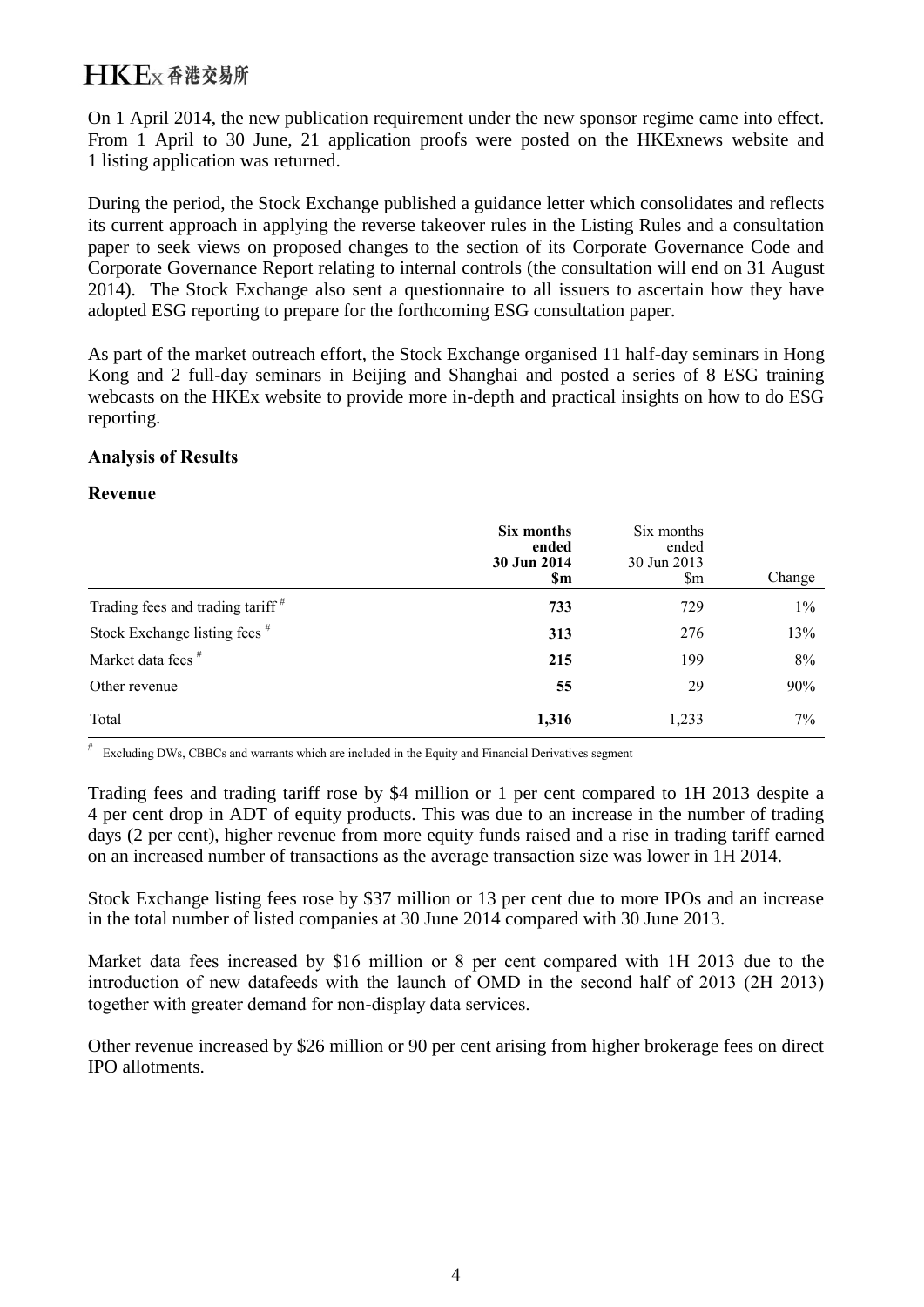On 1 April 2014, the new publication requirement under the new sponsor regime came into effect. From 1 April to 30 June, 21 application proofs were posted on the HKExnews website and 1 listing application was returned.

During the period, the Stock Exchange published a guidance letter which consolidates and reflects its current approach in applying the reverse takeover rules in the Listing Rules and a consultation paper to seek views on proposed changes to the section of its Corporate Governance Code and Corporate Governance Report relating to internal controls (the consultation will end on 31 August 2014). The Stock Exchange also sent a questionnaire to all issuers to ascertain how they have adopted ESG reporting to prepare for the forthcoming ESG consultation paper.

As part of the market outreach effort, the Stock Exchange organised 11 half-day seminars in Hong Kong and 2 full-day seminars in Beijing and Shanghai and posted a series of 8 ESG training webcasts on the HKEx website to provide more in-depth and practical insights on how to do ESG reporting.

**Analysis of Results**

**Revenue**

| | **Six months ended 30 Jun 2014 $m** | Six months ended 30 Jun 2013 $m | Change |
|---|---|---|---|
| Trading fees and trading tariff # | **733** | 729 | 1% |
| Stock Exchange listing fees # | **313** | 276 | 13% |
| Market data fees # | **215** | 199 | 8% |
| Other revenue | **55** | 29 | 90% |
| Total | **1,316** | 1,233 | 7% |

# Excluding DWs, CBBCs and warrants which are included in the Equity and Financial Derivatives segment

Trading fees and trading tariff rose by $4 million or 1 per cent compared to 1H 2013 despite a 4 per cent drop in ADT of equity products. This was due to an increase in the number of trading days (2 per cent), higher revenue from more equity funds raised and a rise in trading tariff earned on an increased number of transactions as the average transaction size was lower in 1H 2014.

Stock Exchange listing fees rose by $37 million or 13 per cent due to more IPOs and an increase in the total number of listed companies at 30 June 2014 compared with 30 June 2013.

Market data fees increased by $16 million or 8 per cent compared with 1H 2013 due to the introduction of new datafeeds with the launch of OMD in the second half of 2013 (2H 2013) together with greater demand for non-display data services.

Other revenue increased by $26 million or 90 per cent arising from higher brokerage fees on direct IPO allotments.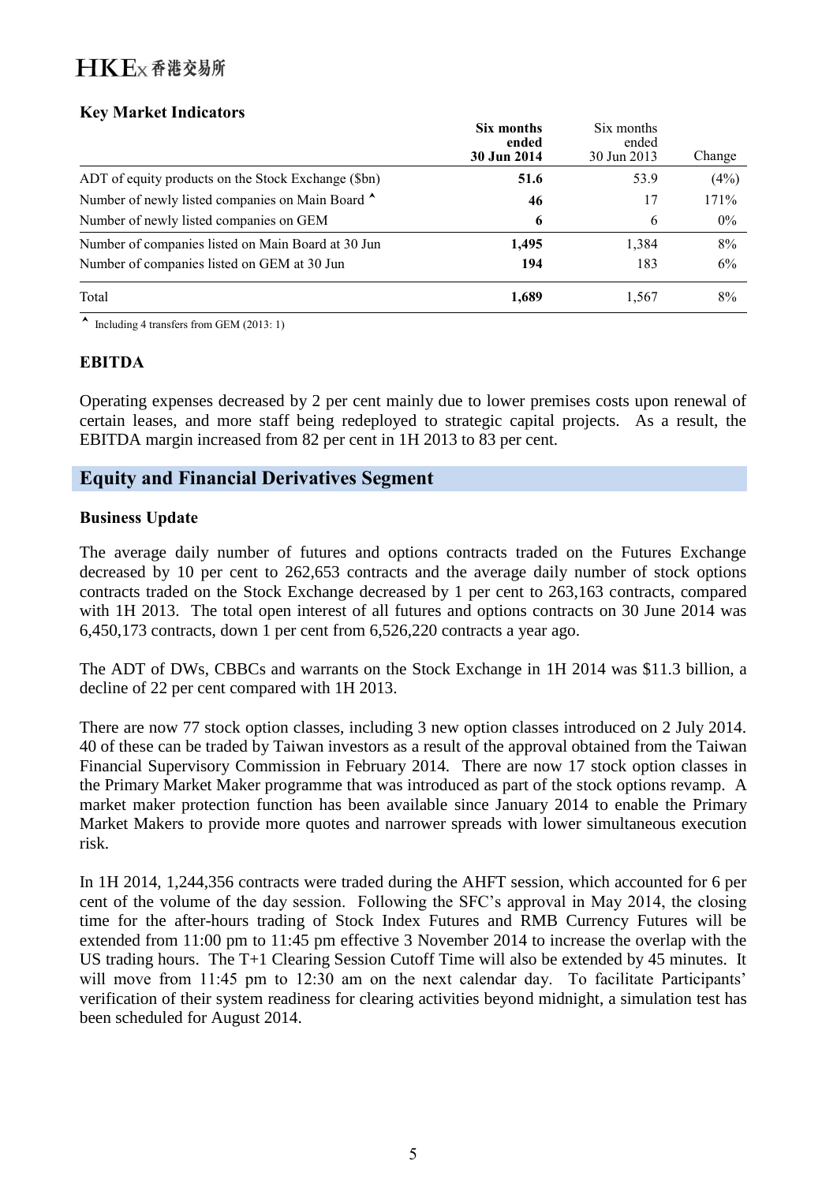### Key Market Indicators

| | **Six months ended 30 Jun 2014** | Six months ended 30 Jun 2013 | Change |
|---|---|---|---|
| ADT of equity products on the Stock Exchange ($bn) | **51.6** | 53.9 | (4%) |
| Number of newly listed companies on Main Board ^ | **46** | 17 | 171% |
| Number of newly listed companies on GEM | **6** | 6 | 0% |
| Number of companies listed on Main Board at 30 Jun | **1,495** | 1,384 | 8% |
| Number of companies listed on GEM at 30 Jun | **194** | 183 | 6% |
| Total | **1,689** | 1,567 | 8% |

^ Including 4 transfers from GEM (2013: 1)

### EBITDA

Operating expenses decreased by 2 per cent mainly due to lower premises costs upon renewal of certain leases, and more staff being redeployed to strategic capital projects. As a result, the EBITDA margin increased from 82 per cent in 1H 2013 to 83 per cent.

## Equity and Financial Derivatives Segment

### Business Update

The average daily number of futures and options contracts traded on the Futures Exchange decreased by 10 per cent to 262,653 contracts and the average daily number of stock options contracts traded on the Stock Exchange decreased by 1 per cent to 263,163 contracts, compared with 1H 2013. The total open interest of all futures and options contracts on 30 June 2014 was 6,450,173 contracts, down 1 per cent from 6,526,220 contracts a year ago.

The ADT of DWs, CBBCs and warrants on the Stock Exchange in 1H 2014 was $11.3 billion, a decline of 22 per cent compared with 1H 2013.

There are now 77 stock option classes, including 3 new option classes introduced on 2 July 2014. 40 of these can be traded by Taiwan investors as a result of the approval obtained from the Taiwan Financial Supervisory Commission in February 2014. There are now 17 stock option classes in the Primary Market Maker programme that was introduced as part of the stock options revamp. A market maker protection function has been available since January 2014 to enable the Primary Market Makers to provide more quotes and narrower spreads with lower simultaneous execution risk.

In 1H 2014, 1,244,356 contracts were traded during the AHFT session, which accounted for 6 per cent of the volume of the day session. Following the SFC's approval in May 2014, the closing time for the after-hours trading of Stock Index Futures and RMB Currency Futures will be extended from 11:00 pm to 11:45 pm effective 3 November 2014 to increase the overlap with the US trading hours. The T+1 Clearing Session Cutoff Time will also be extended by 45 minutes. It will move from 11:45 pm to 12:30 am on the next calendar day. To facilitate Participants' verification of their system readiness for clearing activities beyond midnight, a simulation test has been scheduled for August 2014.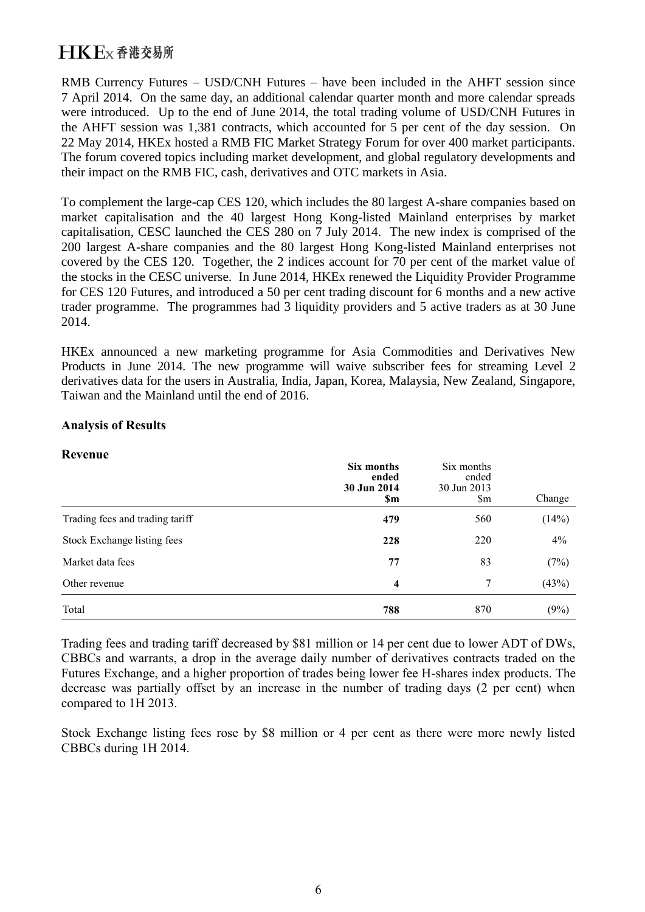RMB Currency Futures – USD/CNH Futures – have been included in the AHFT session since 7 April 2014. On the same day, an additional calendar quarter month and more calendar spreads were introduced. Up to the end of June 2014, the total trading volume of USD/CNH Futures in the AHFT session was 1,381 contracts, which accounted for 5 per cent of the day session. On 22 May 2014, HKEx hosted a RMB FIC Market Strategy Forum for over 400 market participants. The forum covered topics including market development, and global regulatory developments and their impact on the RMB FIC, cash, derivatives and OTC markets in Asia.

To complement the large-cap CES 120, which includes the 80 largest A-share companies based on market capitalisation and the 40 largest Hong Kong-listed Mainland enterprises by market capitalisation, CESC launched the CES 280 on 7 July 2014. The new index is comprised of the 200 largest A-share companies and the 80 largest Hong Kong-listed Mainland enterprises not covered by the CES 120. Together, the 2 indices account for 70 per cent of the market value of the stocks in the CESC universe. In June 2014, HKEx renewed the Liquidity Provider Programme for CES 120 Futures, and introduced a 50 per cent trading discount for 6 months and a new active trader programme. The programmes had 3 liquidity providers and 5 active traders as at 30 June 2014.

HKEx announced a new marketing programme for Asia Commodities and Derivatives New Products in June 2014. The new programme will waive subscriber fees for streaming Level 2 derivatives data for the users in Australia, India, Japan, Korea, Malaysia, New Zealand, Singapore, Taiwan and the Mainland until the end of 2016.

**Analysis of Results**

**Revenue**

| | **Six months ended 30 Jun 2014 $m** | Six months ended 30 Jun 2013 $m | Change |
|---|---|---|---|
| Trading fees and trading tariff | **479** | 560 | (14%) |
| Stock Exchange listing fees | **228** | 220 | 4% |
| Market data fees | **77** | 83 | (7%) |
| Other revenue | **4** | 7 | (43%) |
| Total | **788** | 870 | (9%) |

Trading fees and trading tariff decreased by $81 million or 14 per cent due to lower ADT of DWs, CBBCs and warrants, a drop in the average daily number of derivatives contracts traded on the Futures Exchange, and a higher proportion of trades being lower fee H-shares index products. The decrease was partially offset by an increase in the number of trading days (2 per cent) when compared to 1H 2013.

Stock Exchange listing fees rose by $8 million or 4 per cent as there were more newly listed CBBCs during 1H 2014.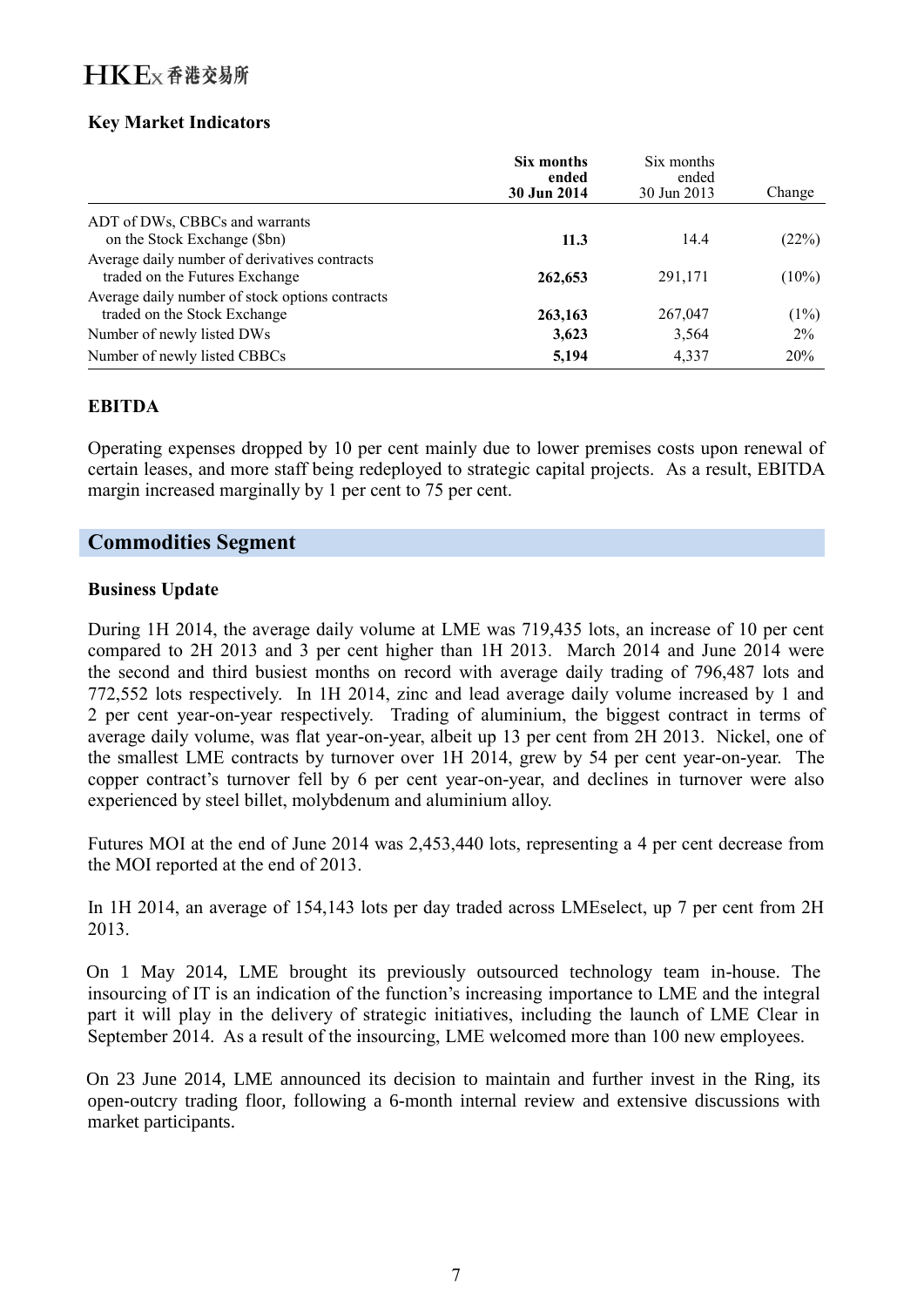### Key Market Indicators

| | **Six months ended 30 Jun 2014** | Six months ended 30 Jun 2013 | Change |
|---|---|---|---|
| ADT of DWs, CBBCs and warrants on the Stock Exchange ($bn) | **11.3** | 14.4 | (22%) |
| Average daily number of derivatives contracts traded on the Futures Exchange | **262,653** | 291,171 | (10%) |
| Average daily number of stock options contracts traded on the Stock Exchange | **263,163** | 267,047 | (1%) |
| Number of newly listed DWs | **3,623** | 3,564 | 2% |
| Number of newly listed CBBCs | **5,194** | 4,337 | 20% |

### EBITDA

Operating expenses dropped by 10 per cent mainly due to lower premises costs upon renewal of certain leases, and more staff being redeployed to strategic capital projects. As a result, EBITDA margin increased marginally by 1 per cent to 75 per cent.

## Commodities Segment

### Business Update

During 1H 2014, the average daily volume at LME was 719,435 lots, an increase of 10 per cent compared to 2H 2013 and 3 per cent higher than 1H 2013. March 2014 and June 2014 were the second and third busiest months on record with average daily trading of 796,487 lots and 772,552 lots respectively. In 1H 2014, zinc and lead average daily volume increased by 1 and 2 per cent year-on-year respectively. Trading of aluminium, the biggest contract in terms of average daily volume, was flat year-on-year, albeit up 13 per cent from 2H 2013. Nickel, one of the smallest LME contracts by turnover over 1H 2014, grew by 54 per cent year-on-year. The copper contract's turnover fell by 6 per cent year-on-year, and declines in turnover were also experienced by steel billet, molybdenum and aluminium alloy.

Futures MOI at the end of June 2014 was 2,453,440 lots, representing a 4 per cent decrease from the MOI reported at the end of 2013.

In 1H 2014, an average of 154,143 lots per day traded across LMEselect, up 7 per cent from 2H 2013.

On 1 May 2014, LME brought its previously outsourced technology team in-house. The insourcing of IT is an indication of the function's increasing importance to LME and the integral part it will play in the delivery of strategic initiatives, including the launch of LME Clear in September 2014. As a result of the insourcing, LME welcomed more than 100 new employees.

On 23 June 2014, LME announced its decision to maintain and further invest in the Ring, its open-outcry trading floor, following a 6-month internal review and extensive discussions with market participants.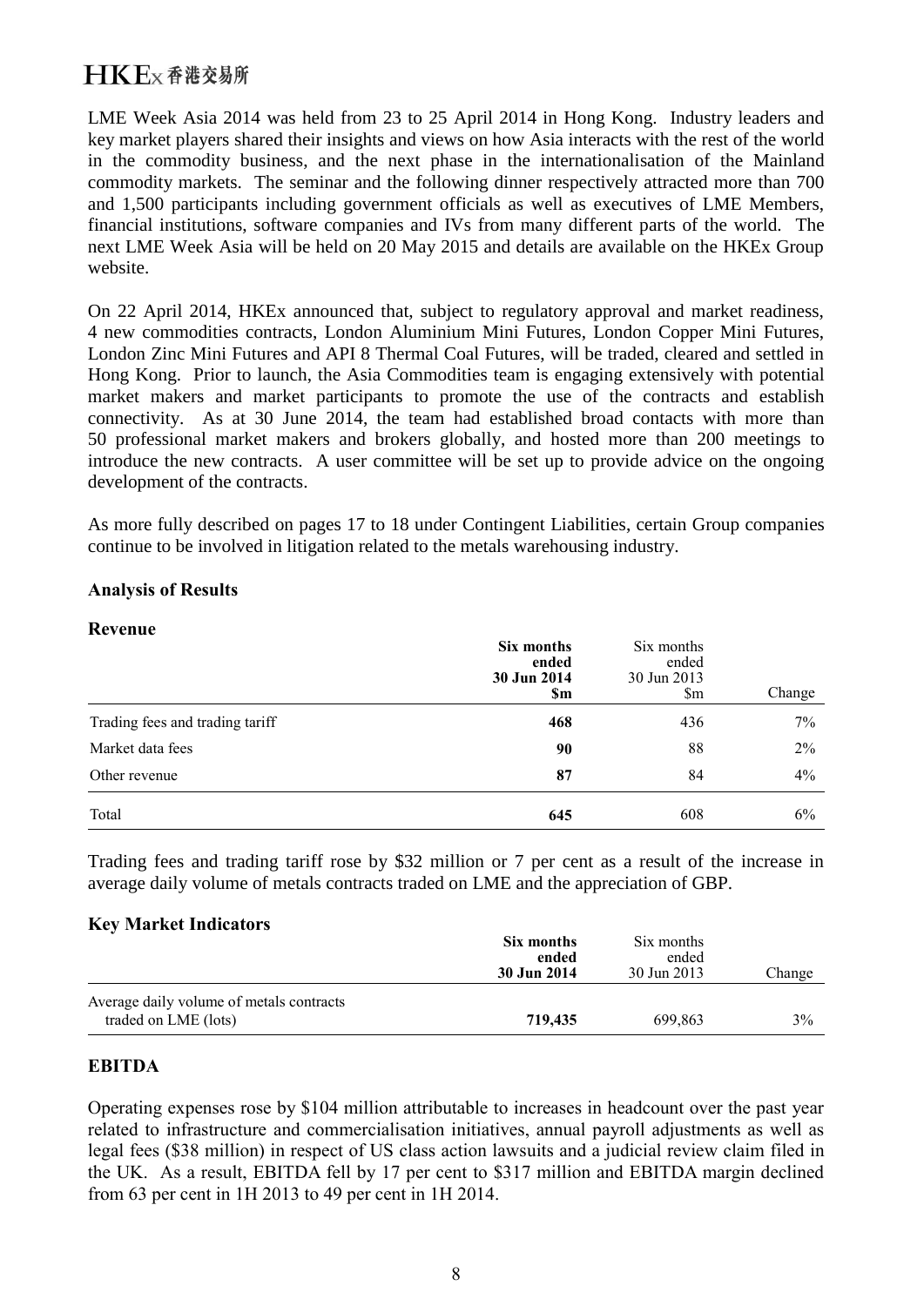LME Week Asia 2014 was held from 23 to 25 April 2014 in Hong Kong. Industry leaders and key market players shared their insights and views on how Asia interacts with the rest of the world in the commodity business, and the next phase in the internationalisation of the Mainland commodity markets. The seminar and the following dinner respectively attracted more than 700 and 1,500 participants including government officials as well as executives of LME Members, financial institutions, software companies and IVs from many different parts of the world. The next LME Week Asia will be held on 20 May 2015 and details are available on the HKEx Group website.

On 22 April 2014, HKEx announced that, subject to regulatory approval and market readiness, 4 new commodities contracts, London Aluminium Mini Futures, London Copper Mini Futures, London Zinc Mini Futures and API 8 Thermal Coal Futures, will be traded, cleared and settled in Hong Kong. Prior to launch, the Asia Commodities team is engaging extensively with potential market makers and market participants to promote the use of the contracts and establish connectivity. As at 30 June 2014, the team had established broad contacts with more than 50 professional market makers and brokers globally, and hosted more than 200 meetings to introduce the new contracts. A user committee will be set up to provide advice on the ongoing development of the contracts.

As more fully described on pages 17 to 18 under Contingent Liabilities, certain Group companies continue to be involved in litigation related to the metals warehousing industry.

**Analysis of Results**

**Revenue**

| | **Six months ended 30 Jun 2014 $m** | Six months ended 30 Jun 2013 $m | Change |
|---|---|---|---|
| Trading fees and trading tariff | **468** | 436 | 7% |
| Market data fees | **90** | 88 | 2% |
| Other revenue | **87** | 84 | 4% |
| Total | **645** | 608 | 6% |

Trading fees and trading tariff rose by $32 million or 7 per cent as a result of the increase in average daily volume of metals contracts traded on LME and the appreciation of GBP.

**Key Market Indicators**

| | **Six months ended 30 Jun 2014** | Six months ended 30 Jun 2013 | Change |
|---|---|---|---|
| Average daily volume of metals contracts traded on LME (lots) | **719,435** | 699,863 | 3% |

**EBITDA**

Operating expenses rose by $104 million attributable to increases in headcount over the past year related to infrastructure and commercialisation initiatives, annual payroll adjustments as well as legal fees ($38 million) in respect of US class action lawsuits and a judicial review claim filed in the UK. As a result, EBITDA fell by 17 per cent to $317 million and EBITDA margin declined from 63 per cent in 1H 2013 to 49 per cent in 1H 2014.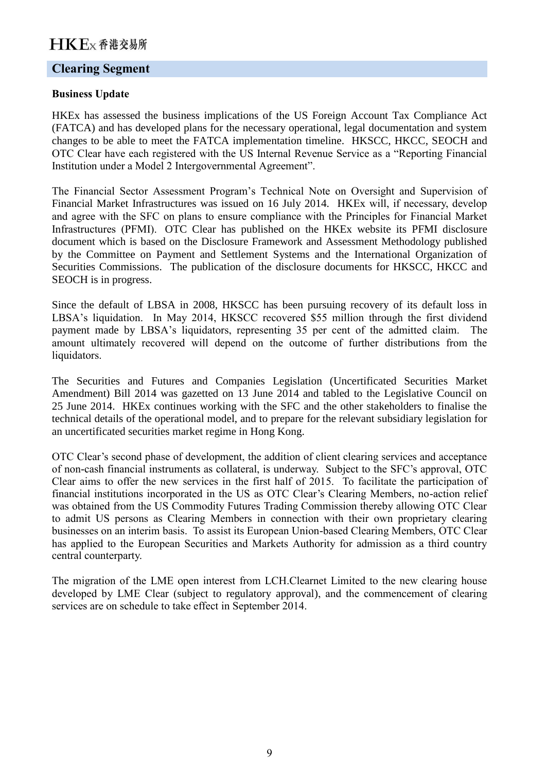## Clearing Segment

**Business Update**

HKEx has assessed the business implications of the US Foreign Account Tax Compliance Act (FATCA) and has developed plans for the necessary operational, legal documentation and system changes to be able to meet the FATCA implementation timeline. HKSCC, HKCC, SEOCH and OTC Clear have each registered with the US Internal Revenue Service as a "Reporting Financial Institution under a Model 2 Intergovernmental Agreement".

The Financial Sector Assessment Program's Technical Note on Oversight and Supervision of Financial Market Infrastructures was issued on 16 July 2014. HKEx will, if necessary, develop and agree with the SFC on plans to ensure compliance with the Principles for Financial Market Infrastructures (PFMI). OTC Clear has published on the HKEx website its PFMI disclosure document which is based on the Disclosure Framework and Assessment Methodology published by the Committee on Payment and Settlement Systems and the International Organization of Securities Commissions. The publication of the disclosure documents for HKSCC, HKCC and SEOCH is in progress.

Since the default of LBSA in 2008, HKSCC has been pursuing recovery of its default loss in LBSA's liquidation. In May 2014, HKSCC recovered $55 million through the first dividend payment made by LBSA's liquidators, representing 35 per cent of the admitted claim. The amount ultimately recovered will depend on the outcome of further distributions from the liquidators.

The Securities and Futures and Companies Legislation (Uncertificated Securities Market Amendment) Bill 2014 was gazetted on 13 June 2014 and tabled to the Legislative Council on 25 June 2014. HKEx continues working with the SFC and the other stakeholders to finalise the technical details of the operational model, and to prepare for the relevant subsidiary legislation for an uncertificated securities market regime in Hong Kong.

OTC Clear's second phase of development, the addition of client clearing services and acceptance of non-cash financial instruments as collateral, is underway. Subject to the SFC's approval, OTC Clear aims to offer the new services in the first half of 2015. To facilitate the participation of financial institutions incorporated in the US as OTC Clear's Clearing Members, no-action relief was obtained from the US Commodity Futures Trading Commission thereby allowing OTC Clear to admit US persons as Clearing Members in connection with their own proprietary clearing businesses on an interim basis. To assist its European Union-based Clearing Members, OTC Clear has applied to the European Securities and Markets Authority for admission as a third country central counterparty.

The migration of the LME open interest from LCH.Clearnet Limited to the new clearing house developed by LME Clear (subject to regulatory approval), and the commencement of clearing services are on schedule to take effect in September 2014.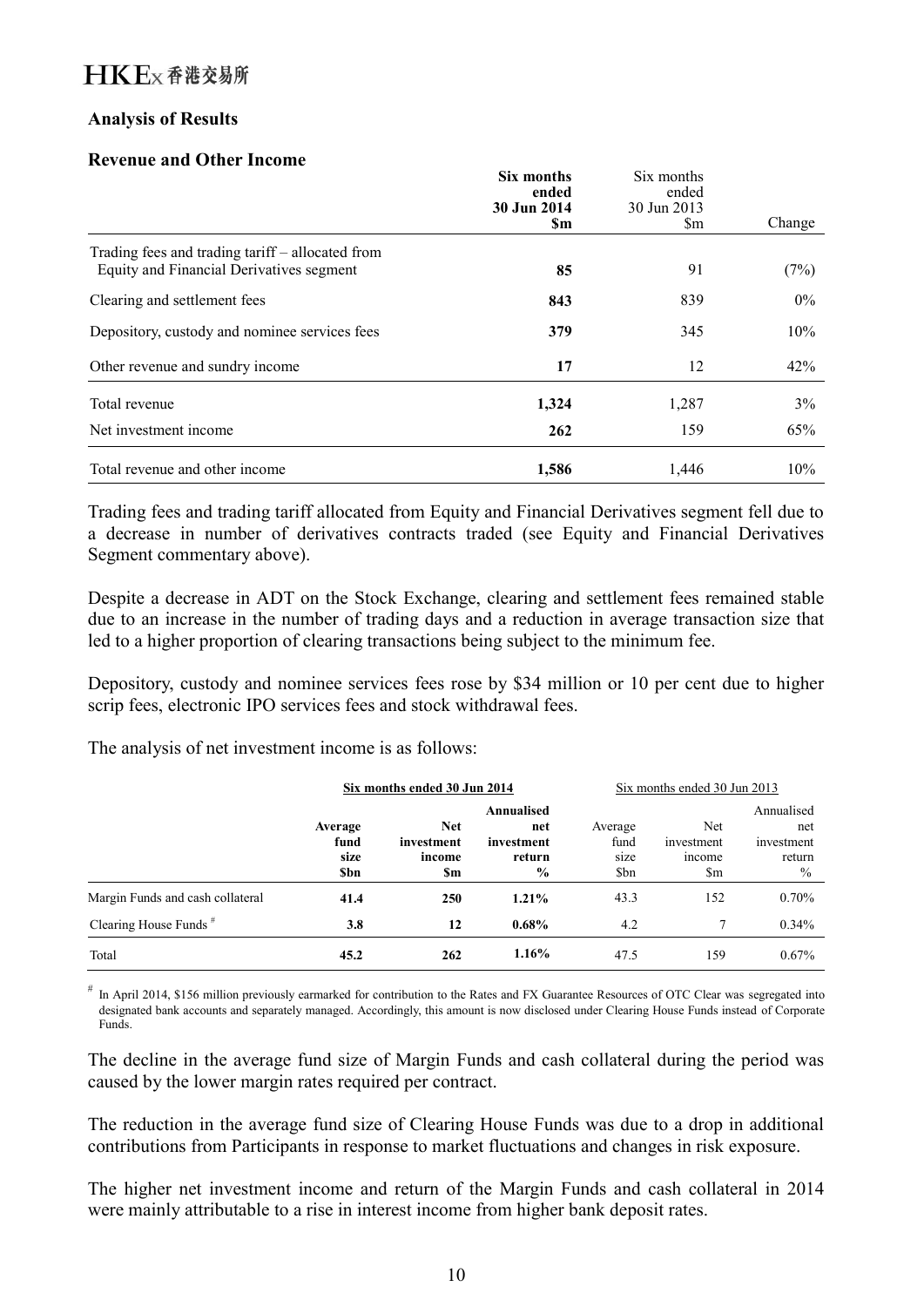### Analysis of Results

#### Revenue and Other Income

| | **Six months ended 30 Jun 2014 \$m** | Six months ended 30 Jun 2013 \$m | Change |
|---|---|---|---|
| Trading fees and trading tariff – allocated from Equity and Financial Derivatives segment | **85** | 91 | (7%) |
| Clearing and settlement fees | **843** | 839 | 0% |
| Depository, custody and nominee services fees | **379** | 345 | 10% |
| Other revenue and sundry income | **17** | 12 | 42% |
| Total revenue | **1,324** | 1,287 | 3% |
| Net investment income | **262** | 159 | 65% |
| Total revenue and other income | **1,586** | 1,446 | 10% |

Trading fees and trading tariff allocated from Equity and Financial Derivatives segment fell due to a decrease in number of derivatives contracts traded (see Equity and Financial Derivatives Segment commentary above).

Despite a decrease in ADT on the Stock Exchange, clearing and settlement fees remained stable due to an increase in the number of trading days and a reduction in average transaction size that led to a higher proportion of clearing transactions being subject to the minimum fee.

Depository, custody and nominee services fees rose by \$34 million or 10 per cent due to higher scrip fees, electronic IPO services fees and stock withdrawal fees.

The analysis of net investment income is as follows:

| | **Six months ended 30 Jun 2014** | | | Six months ended 30 Jun 2013 | | |
|---|---|---|---|---|---|---|
| | **Average fund size \$bn** | **Net investment income \$m** | **Annualised net investment return %** | Average fund size \$bn | Net investment income \$m | Annualised net investment return % |
| Margin Funds and cash collateral | **41.4** | **250** | **1.21%** | 43.3 | 152 | 0.70% |
| Clearing House Funds # | **3.8** | **12** | **0.68%** | 4.2 | 7 | 0.34% |
| Total | **45.2** | **262** | **1.16%** | 47.5 | 159 | 0.67% |

# In April 2014, \$156 million previously earmarked for contribution to the Rates and FX Guarantee Resources of OTC Clear was segregated into designated bank accounts and separately managed. Accordingly, this amount is now disclosed under Clearing House Funds instead of Corporate Funds.

The decline in the average fund size of Margin Funds and cash collateral during the period was caused by the lower margin rates required per contract.

The reduction in the average fund size of Clearing House Funds was due to a drop in additional contributions from Participants in response to market fluctuations and changes in risk exposure.

The higher net investment income and return of the Margin Funds and cash collateral in 2014 were mainly attributable to a rise in interest income from higher bank deposit rates.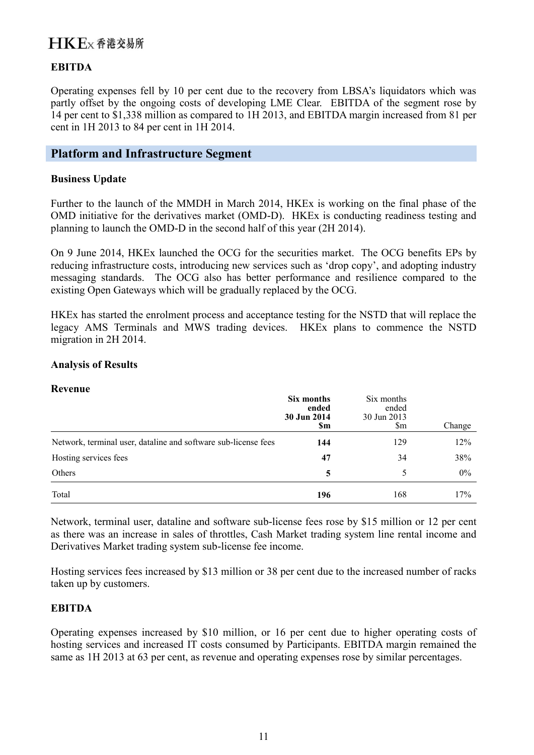### EBITDA

Operating expenses fell by 10 per cent due to the recovery from LBSA's liquidators which was partly offset by the ongoing costs of developing LME Clear. EBITDA of the segment rose by 14 per cent to $1,338 million as compared to 1H 2013, and EBITDA margin increased from 81 per cent in 1H 2013 to 84 per cent in 1H 2014.

## Platform and Infrastructure Segment

### Business Update

Further to the launch of the MMDH in March 2014, HKEx is working on the final phase of the OMD initiative for the derivatives market (OMD-D). HKEx is conducting readiness testing and planning to launch the OMD-D in the second half of this year (2H 2014).

On 9 June 2014, HKEx launched the OCG for the securities market. The OCG benefits EPs by reducing infrastructure costs, introducing new services such as 'drop copy', and adopting industry messaging standards. The OCG also has better performance and resilience compared to the existing Open Gateways which will be gradually replaced by the OCG.

HKEx has started the enrolment process and acceptance testing for the NSTD that will replace the legacy AMS Terminals and MWS trading devices. HKEx plans to commence the NSTD migration in 2H 2014.

### Analysis of Results

**Revenue**

| | **Six months ended 30 Jun 2014 $m** | Six months ended 30 Jun 2013 $m | Change |
|---|---|---|---|
| Network, terminal user, dataline and software sub-license fees | **144** | 129 | 12% |
| Hosting services fees | **47** | 34 | 38% |
| Others | **5** | 5 | 0% |
| Total | **196** | 168 | 17% |

Network, terminal user, dataline and software sub-license fees rose by $15 million or 12 per cent as there was an increase in sales of throttles, Cash Market trading system line rental income and Derivatives Market trading system sub-license fee income.

Hosting services fees increased by $13 million or 38 per cent due to the increased number of racks taken up by customers.

### EBITDA

Operating expenses increased by $10 million, or 16 per cent due to higher operating costs of hosting services and increased IT costs consumed by Participants. EBITDA margin remained the same as 1H 2013 at 63 per cent, as revenue and operating expenses rose by similar percentages.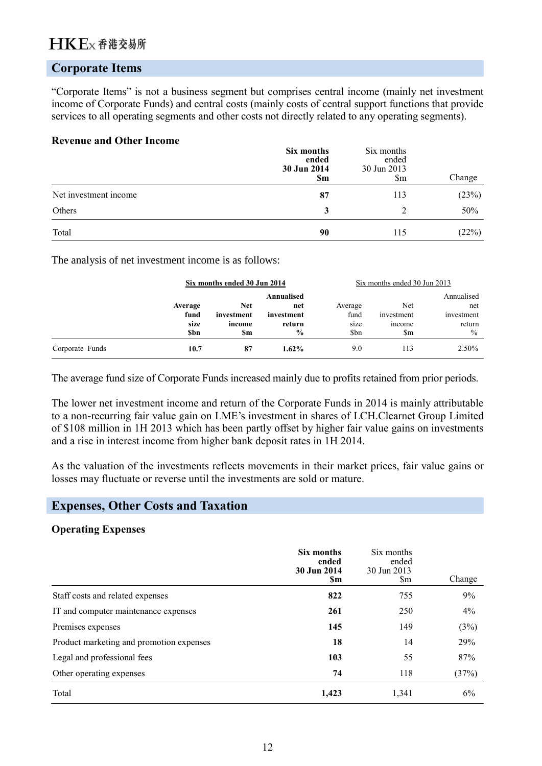## Corporate Items

"Corporate Items" is not a business segment but comprises central income (mainly net investment income of Corporate Funds) and central costs (mainly costs of central support functions that provide services to all operating segments and other costs not directly related to any operating segments).

### Revenue and Other Income

| | **Six months ended 30 Jun 2014 $m** | Six months ended 30 Jun 2013 $m | Change |
|---|---|---|---|
| Net investment income | **87** | 113 | (23%) |
| Others | **3** | 2 | 50% |
| Total | **90** | 115 | (22%) |

The analysis of net investment income is as follows:

| | **Six months ended 30 Jun 2014** | | | Six months ended 30 Jun 2013 | | |
|---|---|---|---|---|---|---|
| | **Average fund size $bn** | **Net investment income $m** | **Annualised net investment return %** | Average fund size $bn | Net investment income $m | Annualised net investment return % |
| Corporate Funds | **10.7** | **87** | **1.62%** | 9.0 | 113 | 2.50% |

The average fund size of Corporate Funds increased mainly due to profits retained from prior periods.

The lower net investment income and return of the Corporate Funds in 2014 is mainly attributable to a non-recurring fair value gain on LME's investment in shares of LCH.Clearnet Group Limited of $108 million in 1H 2013 which has been partly offset by higher fair value gains on investments and a rise in interest income from higher bank deposit rates in 1H 2014.

As the valuation of the investments reflects movements in their market prices, fair value gains or losses may fluctuate or reverse until the investments are sold or mature.

## Expenses, Other Costs and Taxation

### Operating Expenses

| | **Six months ended 30 Jun 2014 $m** | Six months ended 30 Jun 2013 $m | Change |
|---|---|---|---|
| Staff costs and related expenses | **822** | 755 | 9% |
| IT and computer maintenance expenses | **261** | 250 | 4% |
| Premises expenses | **145** | 149 | (3%) |
| Product marketing and promotion expenses | **18** | 14 | 29% |
| Legal and professional fees | **103** | 55 | 87% |
| Other operating expenses | **74** | 118 | (37%) |
| Total | **1,423** | 1,341 | 6% |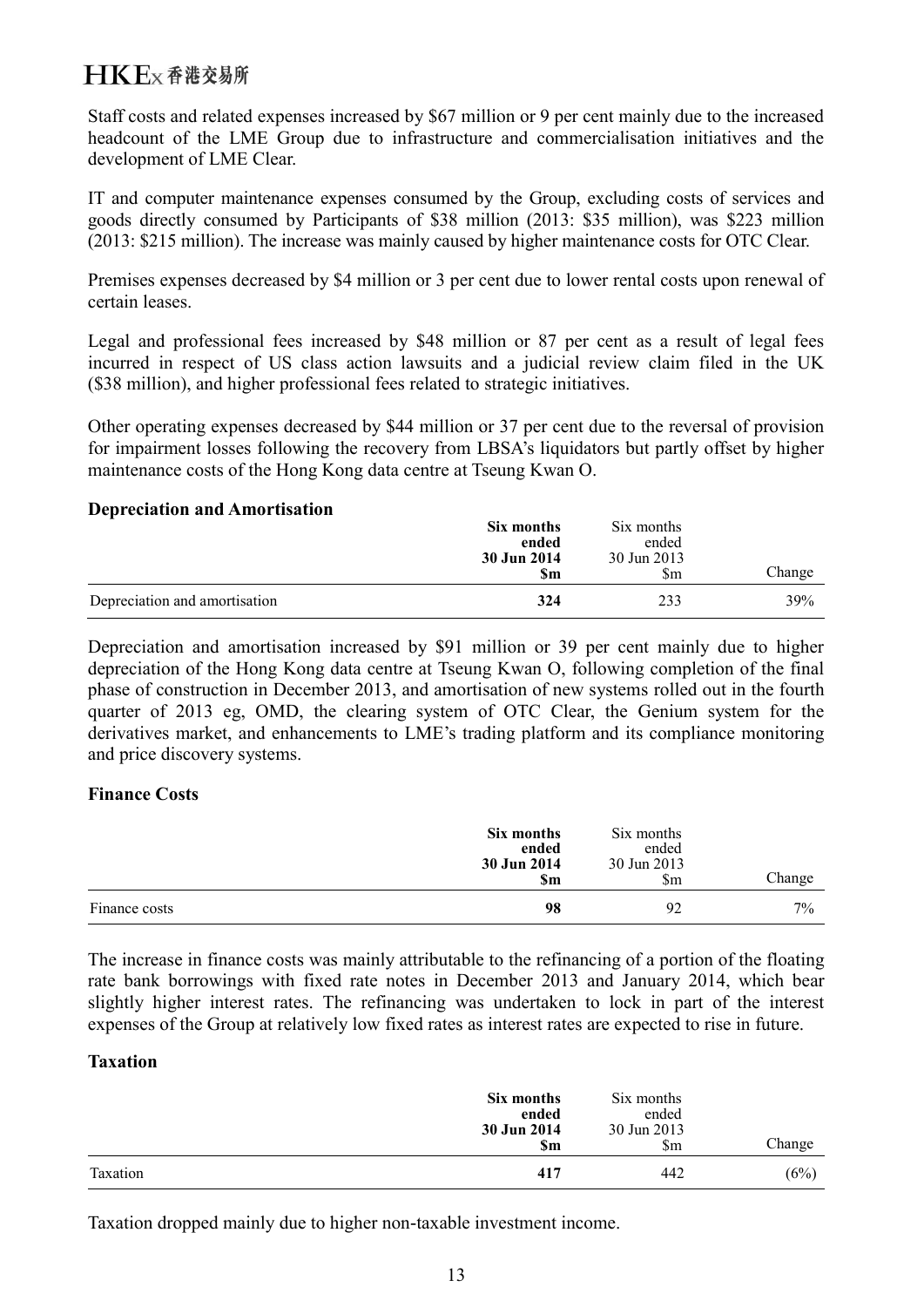Staff costs and related expenses increased by $67 million or 9 per cent mainly due to the increased headcount of the LME Group due to infrastructure and commercialisation initiatives and the development of LME Clear.

IT and computer maintenance expenses consumed by the Group, excluding costs of services and goods directly consumed by Participants of $38 million (2013: $35 million), was $223 million (2013: $215 million). The increase was mainly caused by higher maintenance costs for OTC Clear.

Premises expenses decreased by $4 million or 3 per cent due to lower rental costs upon renewal of certain leases.

Legal and professional fees increased by $48 million or 87 per cent as a result of legal fees incurred in respect of US class action lawsuits and a judicial review claim filed in the UK ($38 million), and higher professional fees related to strategic initiatives.

Other operating expenses decreased by $44 million or 37 per cent due to the reversal of provision for impairment losses following the recovery from LBSA's liquidators but partly offset by higher maintenance costs of the Hong Kong data centre at Tseung Kwan O.

**Depreciation and Amortisation**

| | **Six months ended 30 Jun 2014 $m** | Six months ended 30 Jun 2013 $m | Change |
|---|---|---|---|
| Depreciation and amortisation | **324** | 233 | 39% |

Depreciation and amortisation increased by $91 million or 39 per cent mainly due to higher depreciation of the Hong Kong data centre at Tseung Kwan O, following completion of the final phase of construction in December 2013, and amortisation of new systems rolled out in the fourth quarter of 2013 eg, OMD, the clearing system of OTC Clear, the Genium system for the derivatives market, and enhancements to LME's trading platform and its compliance monitoring and price discovery systems.

**Finance Costs**

| | **Six months ended 30 Jun 2014 $m** | Six months ended 30 Jun 2013 $m | Change |
|---|---|---|---|
| Finance costs | **98** | 92 | 7% |

The increase in finance costs was mainly attributable to the refinancing of a portion of the floating rate bank borrowings with fixed rate notes in December 2013 and January 2014, which bear slightly higher interest rates. The refinancing was undertaken to lock in part of the interest expenses of the Group at relatively low fixed rates as interest rates are expected to rise in future.

**Taxation**

| | **Six months ended 30 Jun 2014 $m** | Six months ended 30 Jun 2013 $m | Change |
|---|---|---|---|
| Taxation | **417** | 442 | (6%) |

Taxation dropped mainly due to higher non-taxable investment income.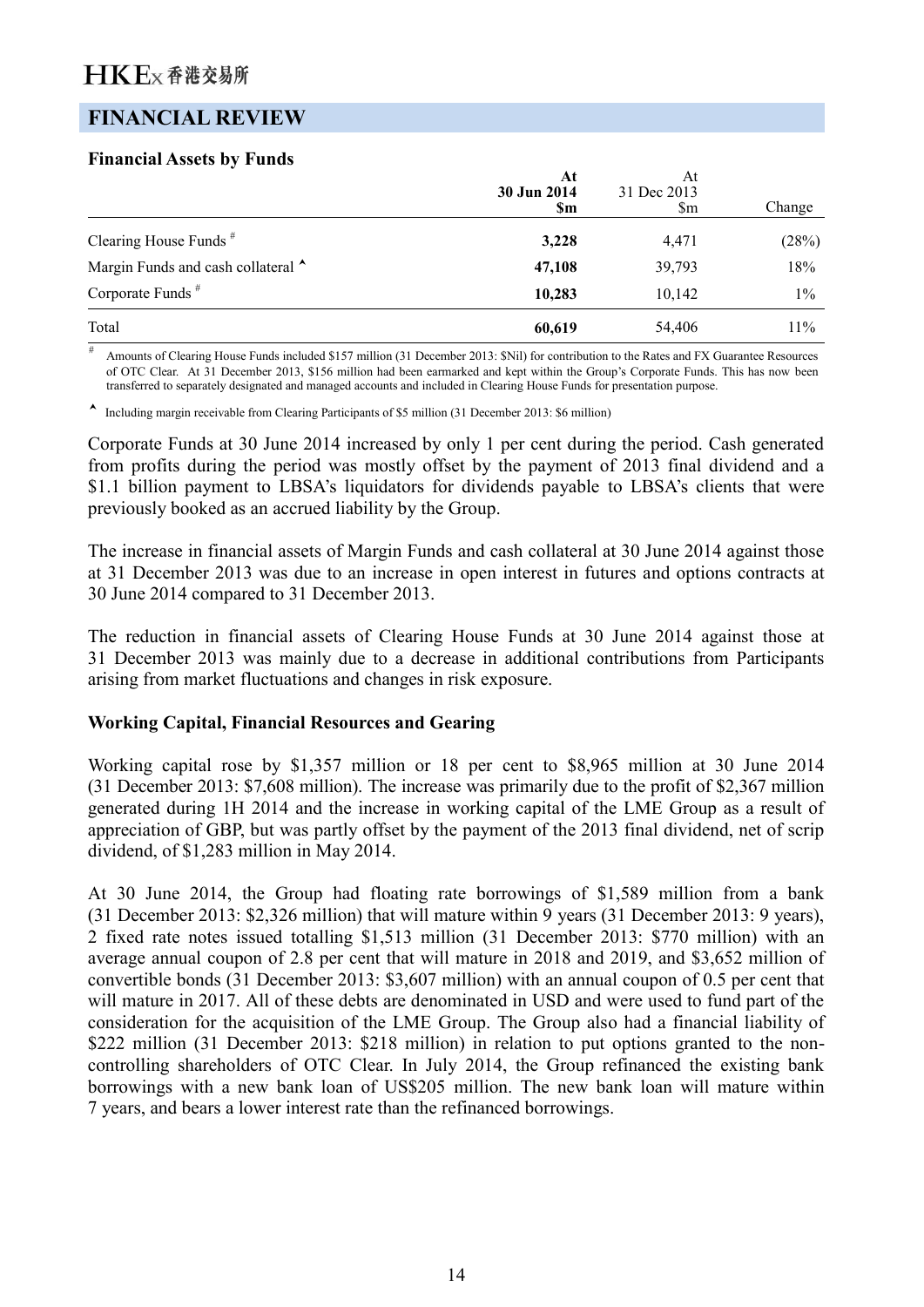## FINANCIAL REVIEW

**Financial Assets by Funds**

| | **At 30 Jun 2014 $m** | At 31 Dec 2013 $m | Change |
|---|---|---|---|
| Clearing House Funds # | **3,228** | 4,471 | (28%) |
| Margin Funds and cash collateral ^ | **47,108** | 39,793 | 18% |
| Corporate Funds # | **10,283** | 10,142 | 1% |
| Total | **60,619** | 54,406 | 11% |

# Amounts of Clearing House Funds included $157 million (31 December 2013: $Nil) for contribution to the Rates and FX Guarantee Resources of OTC Clear. At 31 December 2013, $156 million had been earmarked and kept within the Group's Corporate Funds. This has now been transferred to separately designated and managed accounts and included in Clearing House Funds for presentation purpose.

^ Including margin receivable from Clearing Participants of $5 million (31 December 2013: $6 million)

Corporate Funds at 30 June 2014 increased by only 1 per cent during the period. Cash generated from profits during the period was mostly offset by the payment of 2013 final dividend and a $1.1 billion payment to LBSA's liquidators for dividends payable to LBSA's clients that were previously booked as an accrued liability by the Group.

The increase in financial assets of Margin Funds and cash collateral at 30 June 2014 against those at 31 December 2013 was due to an increase in open interest in futures and options contracts at 30 June 2014 compared to 31 December 2013.

The reduction in financial assets of Clearing House Funds at 30 June 2014 against those at 31 December 2013 was mainly due to a decrease in additional contributions from Participants arising from market fluctuations and changes in risk exposure.

**Working Capital, Financial Resources and Gearing**

Working capital rose by $1,357 million or 18 per cent to $8,965 million at 30 June 2014 (31 December 2013: $7,608 million). The increase was primarily due to the profit of $2,367 million generated during 1H 2014 and the increase in working capital of the LME Group as a result of appreciation of GBP, but was partly offset by the payment of the 2013 final dividend, net of scrip dividend, of $1,283 million in May 2014.

At 30 June 2014, the Group had floating rate borrowings of $1,589 million from a bank (31 December 2013: $2,326 million) that will mature within 9 years (31 December 2013: 9 years), 2 fixed rate notes issued totalling $1,513 million (31 December 2013: $770 million) with an average annual coupon of 2.8 per cent that will mature in 2018 and 2019, and $3,652 million of convertible bonds (31 December 2013: $3,607 million) with an annual coupon of 0.5 per cent that will mature in 2017. All of these debts are denominated in USD and were used to fund part of the consideration for the acquisition of the LME Group. The Group also had a financial liability of $222 million (31 December 2013: $218 million) in relation to put options granted to the non-controlling shareholders of OTC Clear. In July 2014, the Group refinanced the existing bank borrowings with a new bank loan of US$205 million. The new bank loan will mature within 7 years, and bears a lower interest rate than the refinanced borrowings.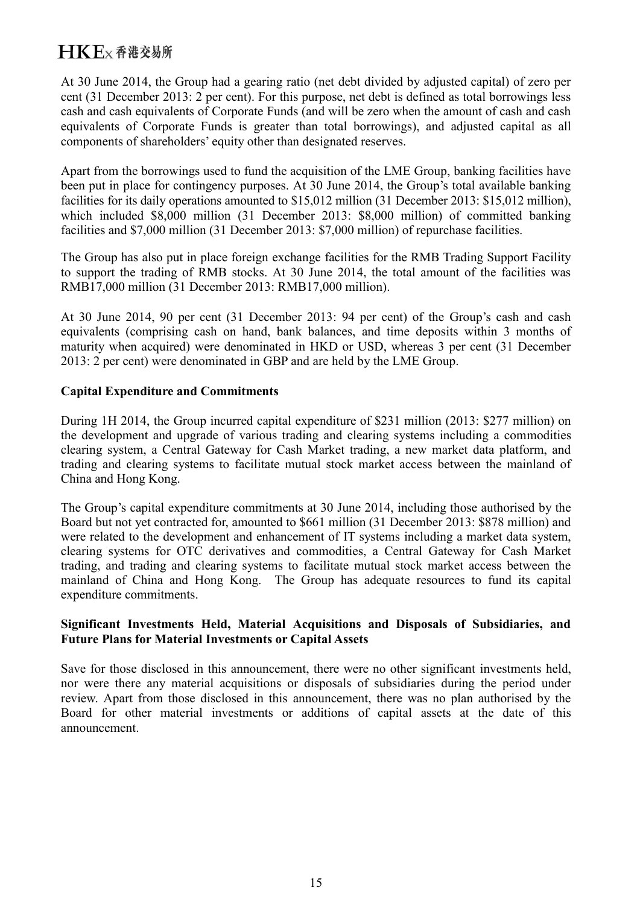At 30 June 2014, the Group had a gearing ratio (net debt divided by adjusted capital) of zero per cent (31 December 2013: 2 per cent). For this purpose, net debt is defined as total borrowings less cash and cash equivalents of Corporate Funds (and will be zero when the amount of cash and cash equivalents of Corporate Funds is greater than total borrowings), and adjusted capital as all components of shareholders' equity other than designated reserves.

Apart from the borrowings used to fund the acquisition of the LME Group, banking facilities have been put in place for contingency purposes. At 30 June 2014, the Group's total available banking facilities for its daily operations amounted to $15,012 million (31 December 2013: $15,012 million), which included $8,000 million (31 December 2013: $8,000 million) of committed banking facilities and $7,000 million (31 December 2013: $7,000 million) of repurchase facilities.

The Group has also put in place foreign exchange facilities for the RMB Trading Support Facility to support the trading of RMB stocks. At 30 June 2014, the total amount of the facilities was RMB17,000 million (31 December 2013: RMB17,000 million).

At 30 June 2014, 90 per cent (31 December 2013: 94 per cent) of the Group's cash and cash equivalents (comprising cash on hand, bank balances, and time deposits within 3 months of maturity when acquired) were denominated in HKD or USD, whereas 3 per cent (31 December 2013: 2 per cent) were denominated in GBP and are held by the LME Group.

**Capital Expenditure and Commitments**

During 1H 2014, the Group incurred capital expenditure of $231 million (2013: $277 million) on the development and upgrade of various trading and clearing systems including a commodities clearing system, a Central Gateway for Cash Market trading, a new market data platform, and trading and clearing systems to facilitate mutual stock market access between the mainland of China and Hong Kong.

The Group's capital expenditure commitments at 30 June 2014, including those authorised by the Board but not yet contracted for, amounted to $661 million (31 December 2013: $878 million) and were related to the development and enhancement of IT systems including a market data system, clearing systems for OTC derivatives and commodities, a Central Gateway for Cash Market trading, and trading and clearing systems to facilitate mutual stock market access between the mainland of China and Hong Kong. The Group has adequate resources to fund its capital expenditure commitments.

**Significant Investments Held, Material Acquisitions and Disposals of Subsidiaries, and Future Plans for Material Investments or Capital Assets**

Save for those disclosed in this announcement, there were no other significant investments held, nor were there any material acquisitions or disposals of subsidiaries during the period under review. Apart from those disclosed in this announcement, there was no plan authorised by the Board for other material investments or additions of capital assets at the date of this announcement.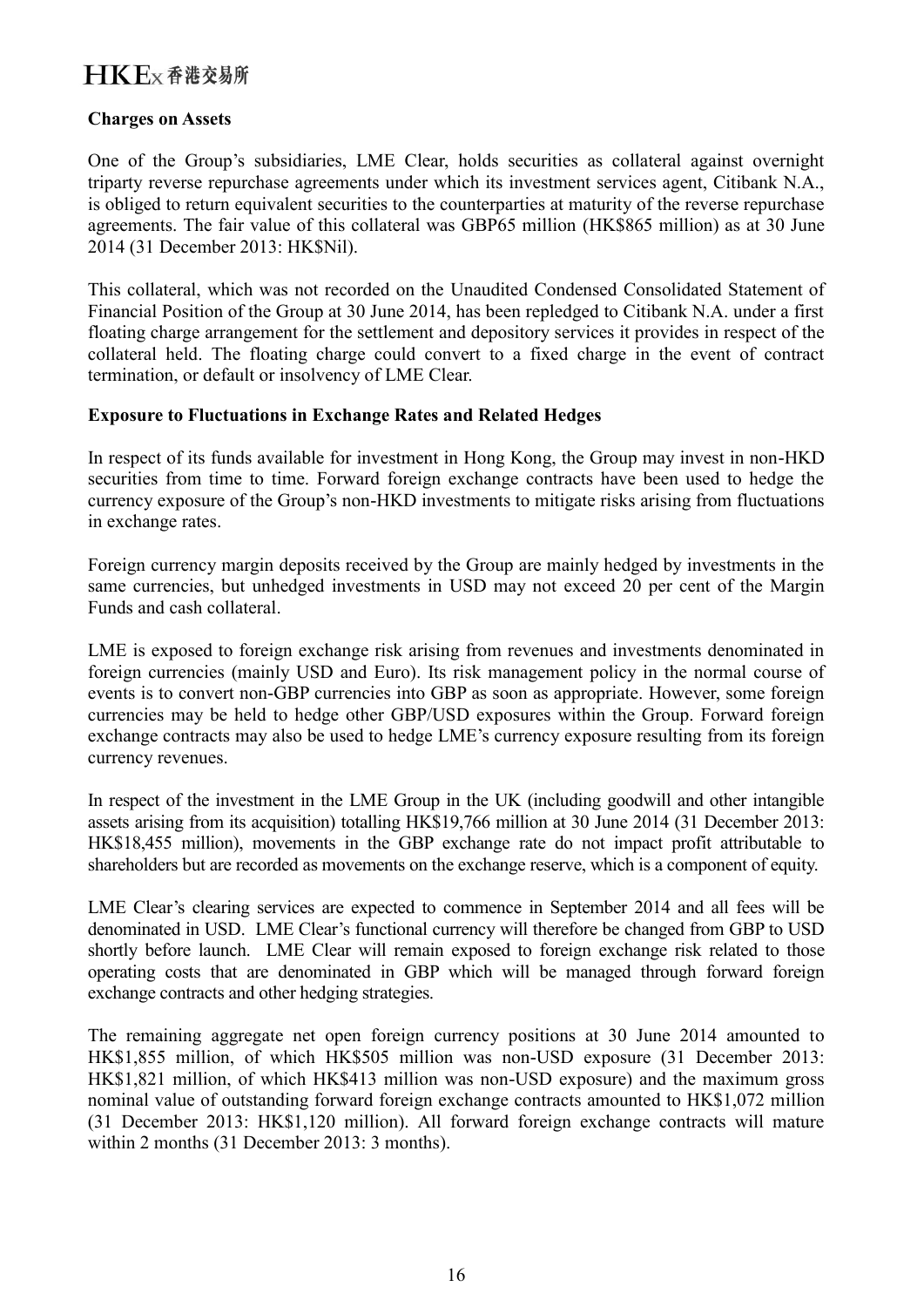**Charges on Assets**

One of the Group's subsidiaries, LME Clear, holds securities as collateral against overnight triparty reverse repurchase agreements under which its investment services agent, Citibank N.A., is obliged to return equivalent securities to the counterparties at maturity of the reverse repurchase agreements. The fair value of this collateral was GBP65 million (HK$865 million) as at 30 June 2014 (31 December 2013: HK$Nil).

This collateral, which was not recorded on the Unaudited Condensed Consolidated Statement of Financial Position of the Group at 30 June 2014, has been repledged to Citibank N.A. under a first floating charge arrangement for the settlement and depository services it provides in respect of the collateral held. The floating charge could convert to a fixed charge in the event of contract termination, or default or insolvency of LME Clear.

**Exposure to Fluctuations in Exchange Rates and Related Hedges**

In respect of its funds available for investment in Hong Kong, the Group may invest in non-HKD securities from time to time. Forward foreign exchange contracts have been used to hedge the currency exposure of the Group's non-HKD investments to mitigate risks arising from fluctuations in exchange rates.

Foreign currency margin deposits received by the Group are mainly hedged by investments in the same currencies, but unhedged investments in USD may not exceed 20 per cent of the Margin Funds and cash collateral.

LME is exposed to foreign exchange risk arising from revenues and investments denominated in foreign currencies (mainly USD and Euro). Its risk management policy in the normal course of events is to convert non-GBP currencies into GBP as soon as appropriate. However, some foreign currencies may be held to hedge other GBP/USD exposures within the Group. Forward foreign exchange contracts may also be used to hedge LME's currency exposure resulting from its foreign currency revenues.

In respect of the investment in the LME Group in the UK (including goodwill and other intangible assets arising from its acquisition) totalling HK$19,766 million at 30 June 2014 (31 December 2013: HK$18,455 million), movements in the GBP exchange rate do not impact profit attributable to shareholders but are recorded as movements on the exchange reserve, which is a component of equity.

LME Clear's clearing services are expected to commence in September 2014 and all fees will be denominated in USD. LME Clear's functional currency will therefore be changed from GBP to USD shortly before launch. LME Clear will remain exposed to foreign exchange risk related to those operating costs that are denominated in GBP which will be managed through forward foreign exchange contracts and other hedging strategies.

The remaining aggregate net open foreign currency positions at 30 June 2014 amounted to HK$1,855 million, of which HK$505 million was non-USD exposure (31 December 2013: HK$1,821 million, of which HK$413 million was non-USD exposure) and the maximum gross nominal value of outstanding forward foreign exchange contracts amounted to HK$1,072 million (31 December 2013: HK$1,120 million). All forward foreign exchange contracts will mature within 2 months (31 December 2013: 3 months).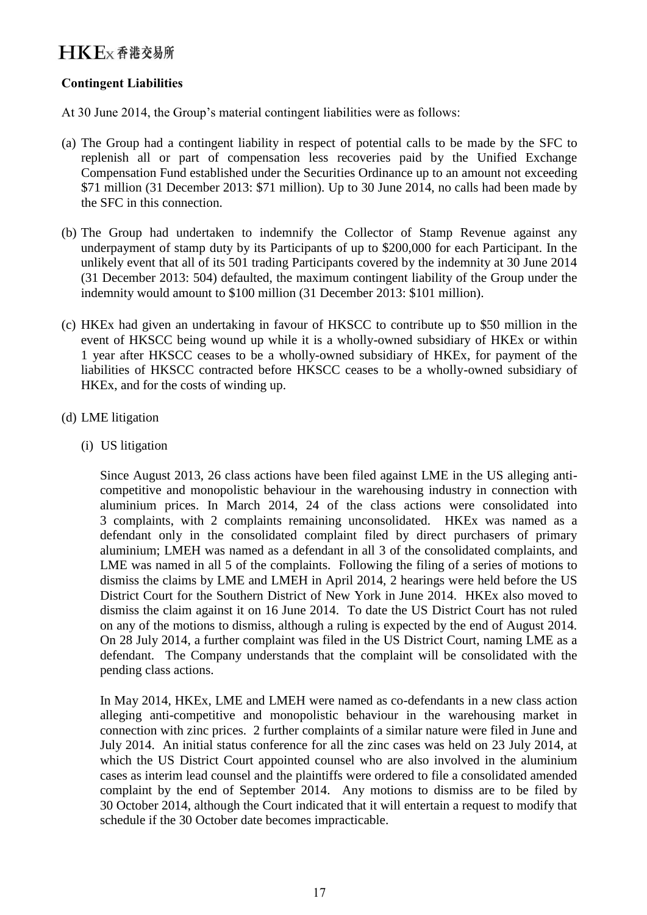## Contingent Liabilities

At 30 June 2014, the Group's material contingent liabilities were as follows:

(a) The Group had a contingent liability in respect of potential calls to be made by the SFC to replenish all or part of compensation less recoveries paid by the Unified Exchange Compensation Fund established under the Securities Ordinance up to an amount not exceeding $71 million (31 December 2013: $71 million). Up to 30 June 2014, no calls had been made by the SFC in this connection.

(b) The Group had undertaken to indemnify the Collector of Stamp Revenue against any underpayment of stamp duty by its Participants of up to $200,000 for each Participant. In the unlikely event that all of its 501 trading Participants covered by the indemnity at 30 June 2014 (31 December 2013: 504) defaulted, the maximum contingent liability of the Group under the indemnity would amount to $100 million (31 December 2013: $101 million).

(c) HKEx had given an undertaking in favour of HKSCC to contribute up to $50 million in the event of HKSCC being wound up while it is a wholly-owned subsidiary of HKEx or within 1 year after HKSCC ceases to be a wholly-owned subsidiary of HKEx, for payment of the liabilities of HKSCC contracted before HKSCC ceases to be a wholly-owned subsidiary of HKEx, and for the costs of winding up.

(d) LME litigation

  (i) US litigation

  Since August 2013, 26 class actions have been filed against LME in the US alleging anti-competitive and monopolistic behaviour in the warehousing industry in connection with aluminium prices. In March 2014, 24 of the class actions were consolidated into 3 complaints, with 2 complaints remaining unconsolidated. HKEx was named as a defendant only in the consolidated complaint filed by direct purchasers of primary aluminium; LMEH was named as a defendant in all 3 of the consolidated complaints, and LME was named in all 5 of the complaints. Following the filing of a series of motions to dismiss the claims by LME and LMEH in April 2014, 2 hearings were held before the US District Court for the Southern District of New York in June 2014. HKEx also moved to dismiss the claim against it on 16 June 2014. To date the US District Court has not ruled on any of the motions to dismiss, although a ruling is expected by the end of August 2014. On 28 July 2014, a further complaint was filed in the US District Court, naming LME as a defendant. The Company understands that the complaint will be consolidated with the pending class actions.

  In May 2014, HKEx, LME and LMEH were named as co-defendants in a new class action alleging anti-competitive and monopolistic behaviour in the warehousing market in connection with zinc prices. 2 further complaints of a similar nature were filed in June and July 2014. An initial status conference for all the zinc cases was held on 23 July 2014, at which the US District Court appointed counsel who are also involved in the aluminium cases as interim lead counsel and the plaintiffs were ordered to file a consolidated amended complaint by the end of September 2014. Any motions to dismiss are to be filed by 30 October 2014, although the Court indicated that it will entertain a request to modify that schedule if the 30 October date becomes impracticable.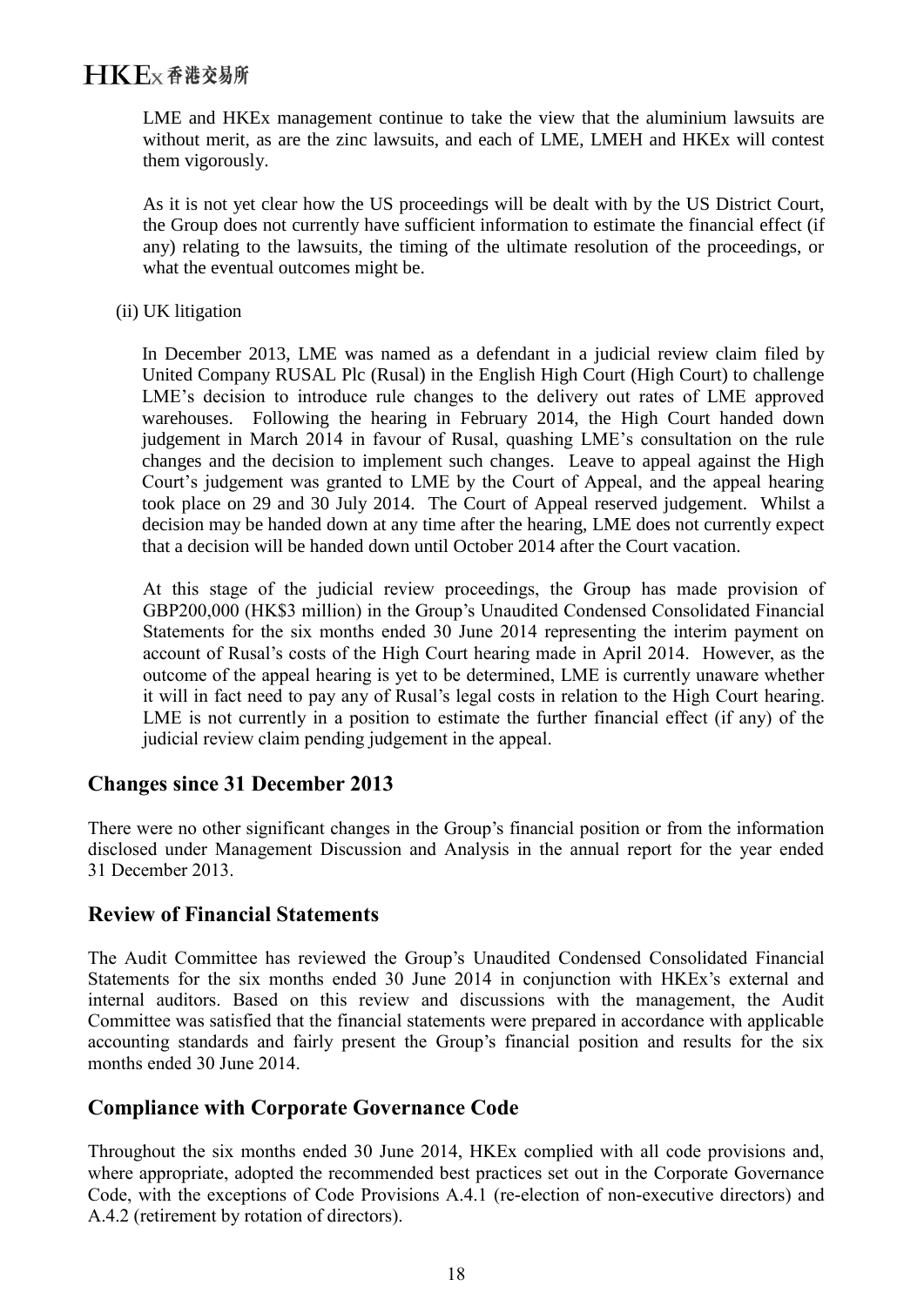LME and HKEx management continue to take the view that the aluminium lawsuits are without merit, as are the zinc lawsuits, and each of LME, LMEH and HKEx will contest them vigorously.

As it is not yet clear how the US proceedings will be dealt with by the US District Court, the Group does not currently have sufficient information to estimate the financial effect (if any) relating to the lawsuits, the timing of the ultimate resolution of the proceedings, or what the eventual outcomes might be.

(ii) UK litigation

In December 2013, LME was named as a defendant in a judicial review claim filed by United Company RUSAL Plc (Rusal) in the English High Court (High Court) to challenge LME's decision to introduce rule changes to the delivery out rates of LME approved warehouses. Following the hearing in February 2014, the High Court handed down judgement in March 2014 in favour of Rusal, quashing LME's consultation on the rule changes and the decision to implement such changes. Leave to appeal against the High Court's judgement was granted to LME by the Court of Appeal, and the appeal hearing took place on 29 and 30 July 2014. The Court of Appeal reserved judgement. Whilst a decision may be handed down at any time after the hearing, LME does not currently expect that a decision will be handed down until October 2014 after the Court vacation.

At this stage of the judicial review proceedings, the Group has made provision of GBP200,000 (HK$3 million) in the Group's Unaudited Condensed Consolidated Financial Statements for the six months ended 30 June 2014 representing the interim payment on account of Rusal's costs of the High Court hearing made in April 2014. However, as the outcome of the appeal hearing is yet to be determined, LME is currently unaware whether it will in fact need to pay any of Rusal's legal costs in relation to the High Court hearing. LME is not currently in a position to estimate the further financial effect (if any) of the judicial review claim pending judgement in the appeal.

## Changes since 31 December 2013

There were no other significant changes in the Group's financial position or from the information disclosed under Management Discussion and Analysis in the annual report for the year ended 31 December 2013.

## Review of Financial Statements

The Audit Committee has reviewed the Group's Unaudited Condensed Consolidated Financial Statements for the six months ended 30 June 2014 in conjunction with HKEx's external and internal auditors. Based on this review and discussions with the management, the Audit Committee was satisfied that the financial statements were prepared in accordance with applicable accounting standards and fairly present the Group's financial position and results for the six months ended 30 June 2014.

## Compliance with Corporate Governance Code

Throughout the six months ended 30 June 2014, HKEx complied with all code provisions and, where appropriate, adopted the recommended best practices set out in the Corporate Governance Code, with the exceptions of Code Provisions A.4.1 (re-election of non-executive directors) and A.4.2 (retirement by rotation of directors).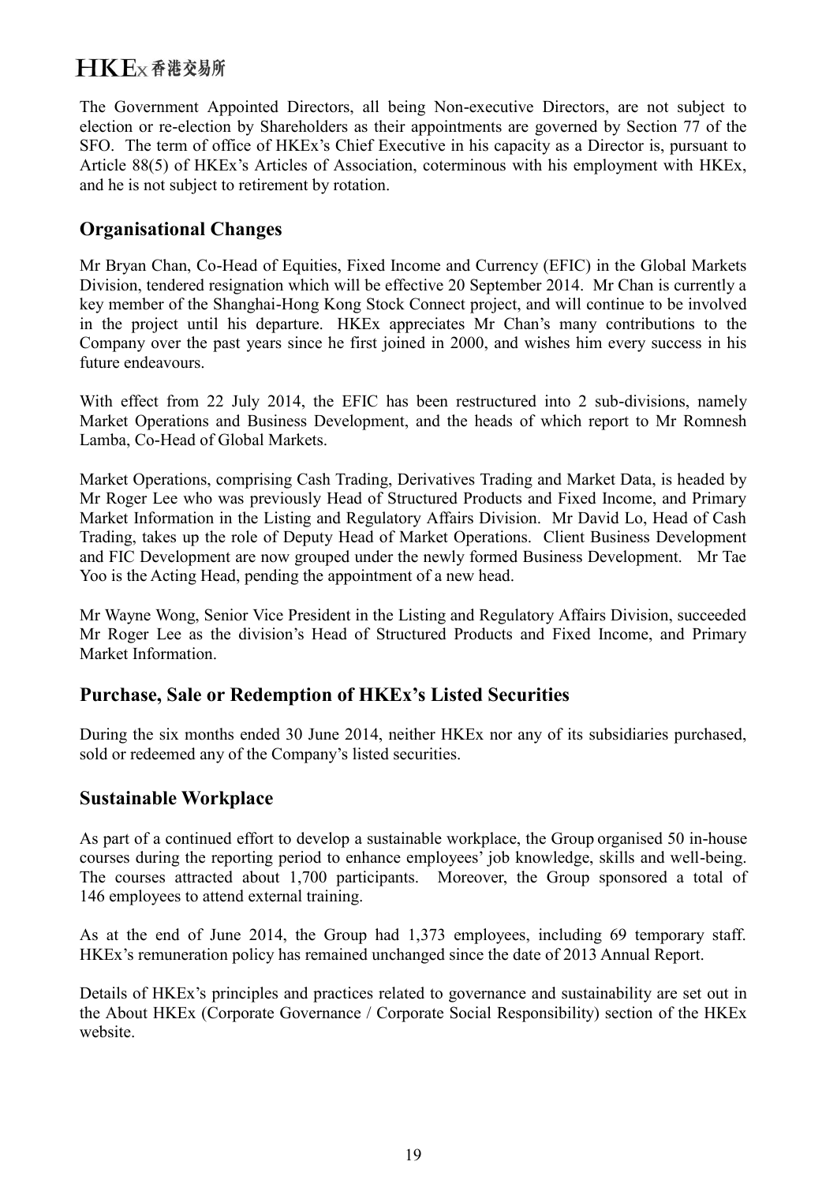The Government Appointed Directors, all being Non-executive Directors, are not subject to election or re-election by Shareholders as their appointments are governed by Section 77 of the SFO. The term of office of HKEx's Chief Executive in his capacity as a Director is, pursuant to Article 88(5) of HKEx's Articles of Association, coterminous with his employment with HKEx, and he is not subject to retirement by rotation.

## Organisational Changes

Mr Bryan Chan, Co-Head of Equities, Fixed Income and Currency (EFIC) in the Global Markets Division, tendered resignation which will be effective 20 September 2014. Mr Chan is currently a key member of the Shanghai-Hong Kong Stock Connect project, and will continue to be involved in the project until his departure. HKEx appreciates Mr Chan's many contributions to the Company over the past years since he first joined in 2000, and wishes him every success in his future endeavours.

With effect from 22 July 2014, the EFIC has been restructured into 2 sub-divisions, namely Market Operations and Business Development, and the heads of which report to Mr Romnesh Lamba, Co-Head of Global Markets.

Market Operations, comprising Cash Trading, Derivatives Trading and Market Data, is headed by Mr Roger Lee who was previously Head of Structured Products and Fixed Income, and Primary Market Information in the Listing and Regulatory Affairs Division. Mr David Lo, Head of Cash Trading, takes up the role of Deputy Head of Market Operations. Client Business Development and FIC Development are now grouped under the newly formed Business Development. Mr Tae Yoo is the Acting Head, pending the appointment of a new head.

Mr Wayne Wong, Senior Vice President in the Listing and Regulatory Affairs Division, succeeded Mr Roger Lee as the division's Head of Structured Products and Fixed Income, and Primary Market Information.

## Purchase, Sale or Redemption of HKEx's Listed Securities

During the six months ended 30 June 2014, neither HKEx nor any of its subsidiaries purchased, sold or redeemed any of the Company's listed securities.

## Sustainable Workplace

As part of a continued effort to develop a sustainable workplace, the Group organised 50 in-house courses during the reporting period to enhance employees' job knowledge, skills and well-being. The courses attracted about 1,700 participants. Moreover, the Group sponsored a total of 146 employees to attend external training.

As at the end of June 2014, the Group had 1,373 employees, including 69 temporary staff. HKEx's remuneration policy has remained unchanged since the date of 2013 Annual Report.

Details of HKEx's principles and practices related to governance and sustainability are set out in the About HKEx (Corporate Governance / Corporate Social Responsibility) section of the HKEx website.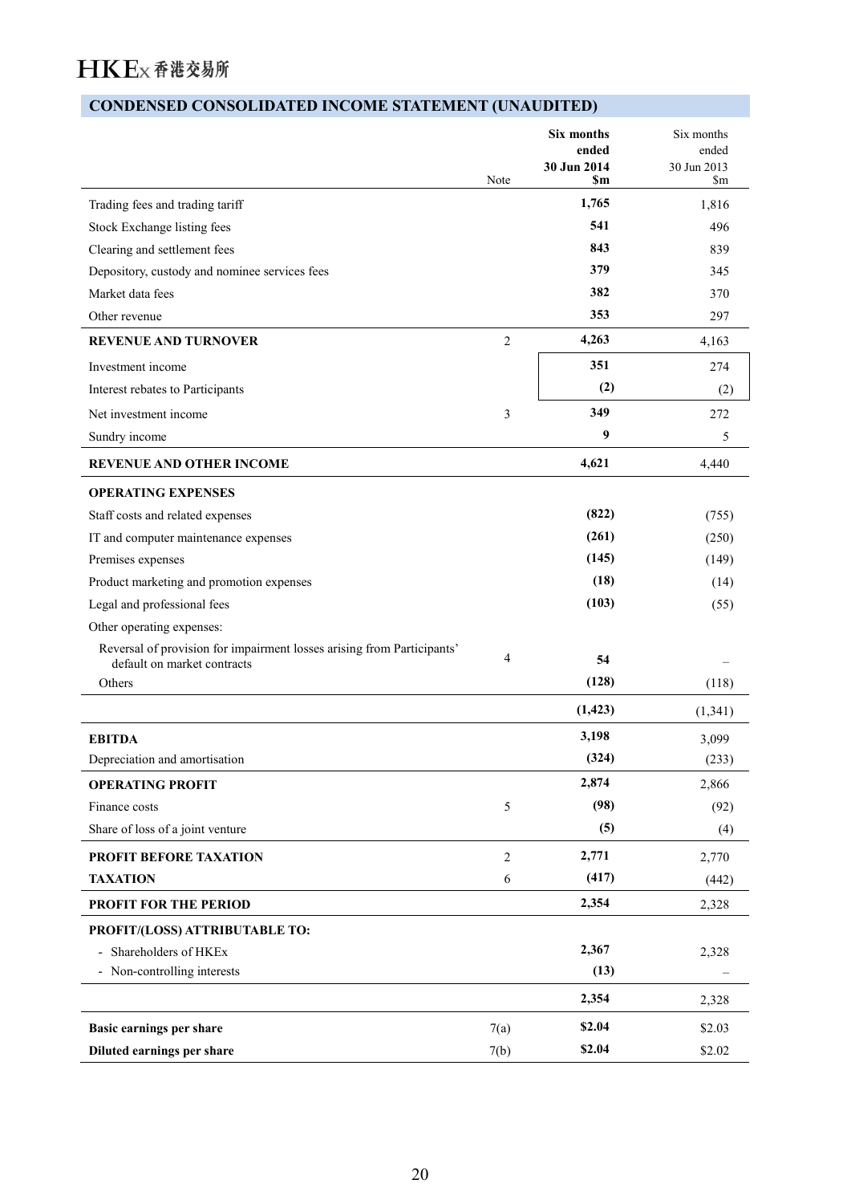## CONDENSED CONSOLIDATED INCOME STATEMENT (UNAUDITED)

| | Note | **Six months ended 30 Jun 2014 $m** | Six months ended 30 Jun 2013 $m |
|---|---|---|---|
| Trading fees and trading tariff | | **1,765** | 1,816 |
| Stock Exchange listing fees | | **541** | 496 |
| Clearing and settlement fees | | **843** | 839 |
| Depository, custody and nominee services fees | | **379** | 345 |
| Market data fees | | **382** | 370 |
| Other revenue | | **353** | 297 |
| **REVENUE AND TURNOVER** | 2 | **4,263** | 4,163 |
| Investment income | | **351** | 274 |
| Interest rebates to Participants | | **(2)** | (2) |
| Net investment income | 3 | **349** | 272 |
| Sundry income | | **9** | 5 |
| **REVENUE AND OTHER INCOME** | | **4,621** | 4,440 |
| **OPERATING EXPENSES** | | | |
| Staff costs and related expenses | | **(822)** | (755) |
| IT and computer maintenance expenses | | **(261)** | (250) |
| Premises expenses | | **(145)** | (149) |
| Product marketing and promotion expenses | | **(18)** | (14) |
| Legal and professional fees | | **(103)** | (55) |
| Other operating expenses: | | | |
| Reversal of provision for impairment losses arising from Participants' default on market contracts | 4 | **54** | – |
| Others | | **(128)** | (118) |
| | | **(1,423)** | (1,341) |
| **EBITDA** | | **3,198** | 3,099 |
| Depreciation and amortisation | | **(324)** | (233) |
| **OPERATING PROFIT** | | **2,874** | 2,866 |
| Finance costs | 5 | **(98)** | (92) |
| Share of loss of a joint venture | | **(5)** | (4) |
| **PROFIT BEFORE TAXATION** | 2 | **2,771** | 2,770 |
| **TAXATION** | 6 | **(417)** | (442) |
| **PROFIT FOR THE PERIOD** | | **2,354** | 2,328 |
| **PROFIT/(LOSS) ATTRIBUTABLE TO:** | | | |
| - Shareholders of HKEx | | **2,367** | 2,328 |
| - Non-controlling interests | | **(13)** | – |
| | | **2,354** | 2,328 |
| **Basic earnings per share** | 7(a) | **$2.04** | $2.03 |
| **Diluted earnings per share** | 7(b) | **$2.04** | $2.02 |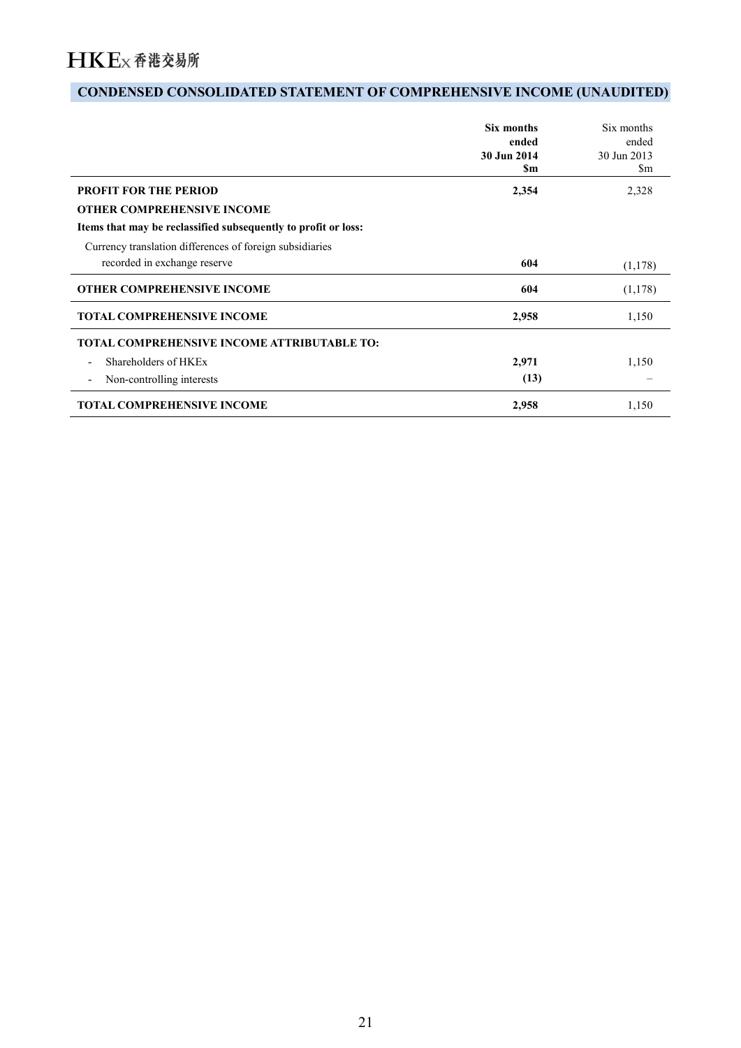## CONDENSED CONSOLIDATED STATEMENT OF COMPREHENSIVE INCOME (UNAUDITED)

| | **Six months ended 30 Jun 2014 $m** | Six months ended 30 Jun 2013 $m |
|---|---|---|
| **PROFIT FOR THE PERIOD** | **2,354** | 2,328 |
| **OTHER COMPREHENSIVE INCOME** | | |
| **Items that may be reclassified subsequently to profit or loss:** | | |
| Currency translation differences of foreign subsidiaries recorded in exchange reserve | **604** | (1,178) |
| **OTHER COMPREHENSIVE INCOME** | **604** | (1,178) |
| **TOTAL COMPREHENSIVE INCOME** | **2,958** | 1,150 |
| **TOTAL COMPREHENSIVE INCOME ATTRIBUTABLE TO:** | | |
| - Shareholders of HKEx | **2,971** | 1,150 |
| - Non-controlling interests | **(13)** | – |
| **TOTAL COMPREHENSIVE INCOME** | **2,958** | 1,150 |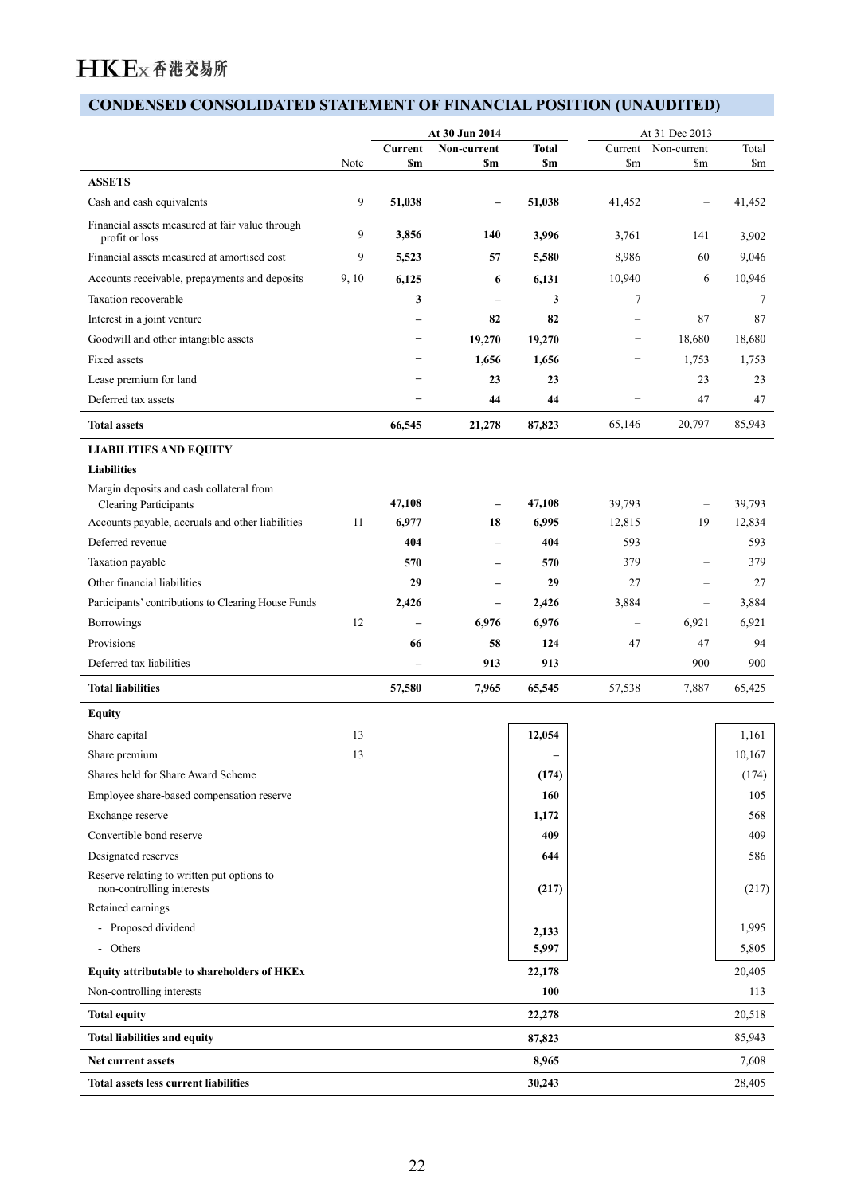## CONDENSED CONSOLIDATED STATEMENT OF FINANCIAL POSITION (UNAUDITED)

| | | At 30 Jun 2014 | | | At 31 Dec 2013 | | |
|---|---|---|---|---|---|---|---|
| | Note | Current $m | Non-current $m | Total $m | Current $m | Non-current $m | Total $m |
| **ASSETS** | | | | | | | |
| Cash and cash equivalents | 9 | **51,038** | **–** | **51,038** | 41,452 | – | 41,452 |
| Financial assets measured at fair value through profit or loss | 9 | **3,856** | **140** | **3,996** | 3,761 | 141 | 3,902 |
| Financial assets measured at amortised cost | 9 | **5,523** | **57** | **5,580** | 8,986 | 60 | 9,046 |
| Accounts receivable, prepayments and deposits | 9, 10 | **6,125** | **6** | **6,131** | 10,940 | 6 | 10,946 |
| Taxation recoverable | | **3** | **–** | **3** | 7 | – | 7 |
| Interest in a joint venture | | **–** | **82** | **82** | – | 87 | 87 |
| Goodwill and other intangible assets | | **–** | **19,270** | **19,270** | – | 18,680 | 18,680 |
| Fixed assets | | **–** | **1,656** | **1,656** | – | 1,753 | 1,753 |
| Lease premium for land | | **–** | **23** | **23** | – | 23 | 23 |
| Deferred tax assets | | **–** | **44** | **44** | – | 47 | 47 |
| **Total assets** | | **66,545** | **21,278** | **87,823** | 65,146 | 20,797 | 85,943 |
| **LIABILITIES AND EQUITY** | | | | | | | |
| **Liabilities** | | | | | | | |
| Margin deposits and cash collateral from Clearing Participants | | **47,108** | **–** | **47,108** | 39,793 | – | 39,793 |
| Accounts payable, accruals and other liabilities | 11 | **6,977** | **18** | **6,995** | 12,815 | 19 | 12,834 |
| Deferred revenue | | **404** | **–** | **404** | 593 | – | 593 |
| Taxation payable | | **570** | **–** | **570** | 379 | – | 379 |
| Other financial liabilities | | **29** | **–** | **29** | 27 | – | 27 |
| Participants' contributions to Clearing House Funds | | **2,426** | **–** | **2,426** | 3,884 | – | 3,884 |
| Borrowings | 12 | **–** | **6,976** | **6,976** | – | 6,921 | 6,921 |
| Provisions | | **66** | **58** | **124** | 47 | 47 | 94 |
| Deferred tax liabilities | | **–** | **913** | **913** | – | 900 | 900 |
| **Total liabilities** | | **57,580** | **7,965** | **65,545** | 57,538 | 7,887 | 65,425 |
| **Equity** | | | | | | | |
| Share capital | 13 | | | **12,054** | | | 1,161 |
| Share premium | 13 | | | **–** | | | 10,167 |
| Shares held for Share Award Scheme | | | | **(174)** | | | (174) |
| Employee share-based compensation reserve | | | | **160** | | | 105 |
| Exchange reserve | | | | **1,172** | | | 568 |
| Convertible bond reserve | | | | **409** | | | 409 |
| Designated reserves | | | | **644** | | | 586 |
| Reserve relating to written put options to non-controlling interests | | | | **(217)** | | | (217) |
| Retained earnings | | | | | | | |
| - Proposed dividend | | | | **2,133** | | | 1,995 |
| - Others | | | | **5,997** | | | 5,805 |
| **Equity attributable to shareholders of HKEx** | | | | **22,178** | | | 20,405 |
| Non-controlling interests | | | | **100** | | | 113 |
| **Total equity** | | | | **22,278** | | | 20,518 |
| **Total liabilities and equity** | | | | **87,823** | | | 85,943 |
| **Net current assets** | | | | **8,965** | | | 7,608 |
| **Total assets less current liabilities** | | | | **30,243** | | | 28,405 |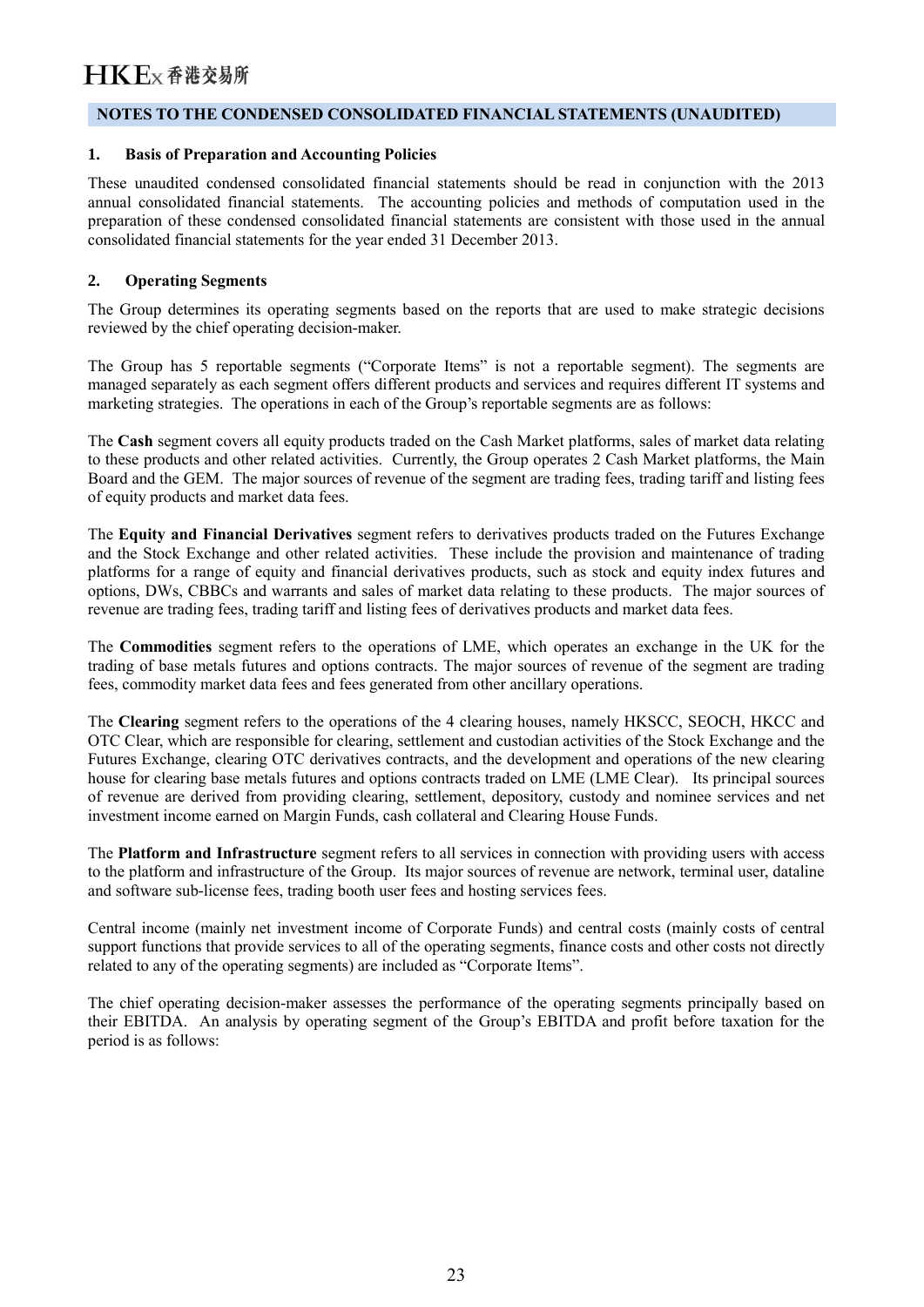## NOTES TO THE CONDENSED CONSOLIDATED FINANCIAL STATEMENTS (UNAUDITED)

### 1. Basis of Preparation and Accounting Policies

These unaudited condensed consolidated financial statements should be read in conjunction with the 2013 annual consolidated financial statements. The accounting policies and methods of computation used in the preparation of these condensed consolidated financial statements are consistent with those used in the annual consolidated financial statements for the year ended 31 December 2013.

### 2. Operating Segments

The Group determines its operating segments based on the reports that are used to make strategic decisions reviewed by the chief operating decision-maker.

The Group has 5 reportable segments ("Corporate Items" is not a reportable segment). The segments are managed separately as each segment offers different products and services and requires different IT systems and marketing strategies. The operations in each of the Group's reportable segments are as follows:

The **Cash** segment covers all equity products traded on the Cash Market platforms, sales of market data relating to these products and other related activities. Currently, the Group operates 2 Cash Market platforms, the Main Board and the GEM. The major sources of revenue of the segment are trading fees, trading tariff and listing fees of equity products and market data fees.

The **Equity and Financial Derivatives** segment refers to derivatives products traded on the Futures Exchange and the Stock Exchange and other related activities. These include the provision and maintenance of trading platforms for a range of equity and financial derivatives products, such as stock and equity index futures and options, DWs, CBBCs and warrants and sales of market data relating to these products. The major sources of revenue are trading fees, trading tariff and listing fees of derivatives products and market data fees.

The **Commodities** segment refers to the operations of LME, which operates an exchange in the UK for the trading of base metals futures and options contracts. The major sources of revenue of the segment are trading fees, commodity market data fees and fees generated from other ancillary operations.

The **Clearing** segment refers to the operations of the 4 clearing houses, namely HKSCC, SEOCH, HKCC and OTC Clear, which are responsible for clearing, settlement and custodian activities of the Stock Exchange and the Futures Exchange, clearing OTC derivatives contracts, and the development and operations of the new clearing house for clearing base metals futures and options contracts traded on LME (LME Clear). Its principal sources of revenue are derived from providing clearing, settlement, depository, custody and nominee services and net investment income earned on Margin Funds, cash collateral and Clearing House Funds.

The **Platform and Infrastructure** segment refers to all services in connection with providing users with access to the platform and infrastructure of the Group. Its major sources of revenue are network, terminal user, dataline and software sub-license fees, trading booth user fees and hosting services fees.

Central income (mainly net investment income of Corporate Funds) and central costs (mainly costs of central support functions that provide services to all of the operating segments, finance costs and other costs not directly related to any of the operating segments) are included as "Corporate Items".

The chief operating decision-maker assesses the performance of the operating segments principally based on their EBITDA. An analysis by operating segment of the Group's EBITDA and profit before taxation for the period is as follows: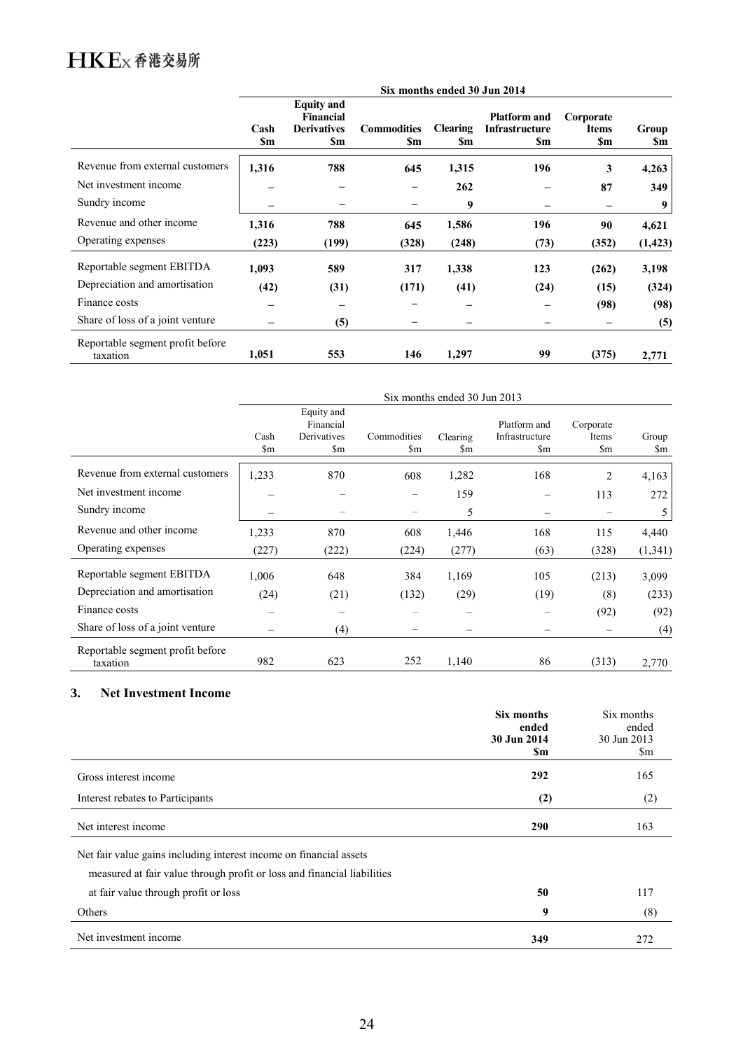| | Six months ended 30 Jun 2014 | | | | | | |
|---|---|---|---|---|---|---|---|
| | **Cash** **\$m** | **Equity and Financial Derivatives** **\$m** | **Commodities** **\$m** | **Clearing** **\$m** | **Platform and Infrastructure** **\$m** | **Corporate Items** **\$m** | **Group** **\$m** |
| Revenue from external customers | **1,316** | **788** | **645** | **1,315** | **196** | **3** | **4,263** |
| Net investment income | **–** | **–** | **–** | **262** | **–** | **87** | **349** |
| Sundry income | **–** | **–** | **–** | **9** | **–** | **–** | **9** |
| Revenue and other income | **1,316** | **788** | **645** | **1,586** | **196** | **90** | **4,621** |
| Operating expenses | **(223)** | **(199)** | **(328)** | **(248)** | **(73)** | **(352)** | **(1,423)** |
| Reportable segment EBITDA | **1,093** | **589** | **317** | **1,338** | **123** | **(262)** | **3,198** |
| Depreciation and amortisation | **(42)** | **(31)** | **(171)** | **(41)** | **(24)** | **(15)** | **(324)** |
| Finance costs | **–** | **–** | **–** | **–** | **–** | **(98)** | **(98)** |
| Share of loss of a joint venture | **–** | **(5)** | **–** | **–** | **–** | **–** | **(5)** |
| Reportable segment profit before taxation | **1,051** | **553** | **146** | **1,297** | **99** | **(375)** | **2,771** |

| | Six months ended 30 Jun 2013 | | | | | | |
|---|---|---|---|---|---|---|---|
| | Cash \$m | Equity and Financial Derivatives \$m | Commodities \$m | Clearing \$m | Platform and Infrastructure \$m | Corporate Items \$m | Group \$m |
| Revenue from external customers | 1,233 | 870 | 608 | 1,282 | 168 | 2 | 4,163 |
| Net investment income | – | – | – | 159 | – | 113 | 272 |
| Sundry income | – | – | – | 5 | – | – | 5 |
| Revenue and other income | 1,233 | 870 | 608 | 1,446 | 168 | 115 | 4,440 |
| Operating expenses | (227) | (222) | (224) | (277) | (63) | (328) | (1,341) |
| Reportable segment EBITDA | 1,006 | 648 | 384 | 1,169 | 105 | (213) | 3,099 |
| Depreciation and amortisation | (24) | (21) | (132) | (29) | (19) | (8) | (233) |
| Finance costs | – | – | – | – | – | (92) | (92) |
| Share of loss of a joint venture | – | (4) | – | – | – | – | (4) |
| Reportable segment profit before taxation | 982 | 623 | 252 | 1,140 | 86 | (313) | 2,770 |

## 3. Net Investment Income

| | **Six months ended 30 Jun 2014** **\$m** | Six months ended 30 Jun 2013 \$m |
|---|---|---|
| Gross interest income | **292** | 165 |
| Interest rebates to Participants | **(2)** | (2) |
| Net interest income | **290** | 163 |
| Net fair value gains including interest income on financial assets measured at fair value through profit or loss and financial liabilities at fair value through profit or loss | **50** | 117 |
| Others | **9** | (8) |
| Net investment income | **349** | 272 |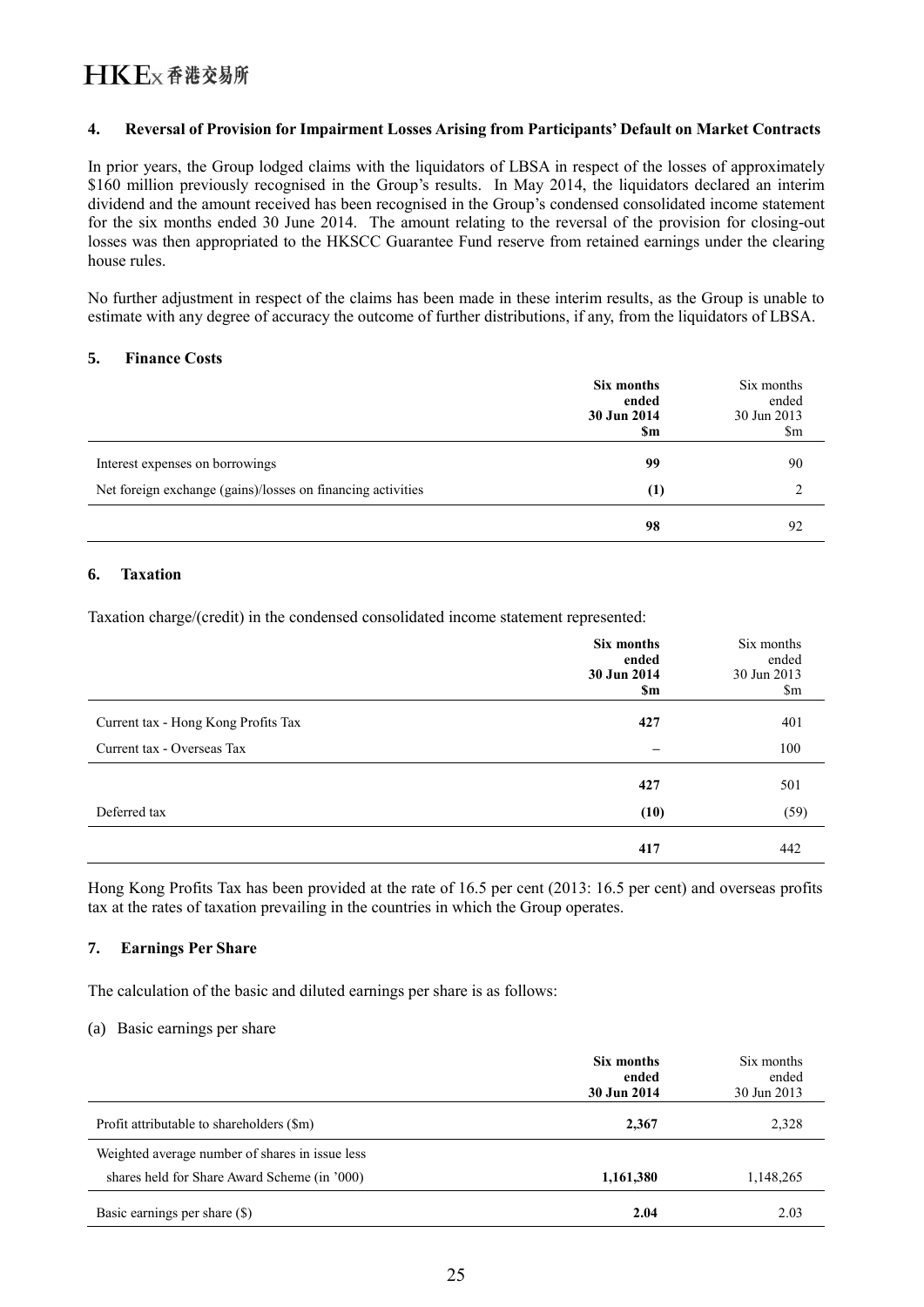### 4. Reversal of Provision for Impairment Losses Arising from Participants' Default on Market Contracts

In prior years, the Group lodged claims with the liquidators of LBSA in respect of the losses of approximately \$160 million previously recognised in the Group's results. In May 2014, the liquidators declared an interim dividend and the amount received has been recognised in the Group's condensed consolidated income statement for the six months ended 30 June 2014. The amount relating to the reversal of the provision for closing-out losses was then appropriated to the HKSCC Guarantee Fund reserve from retained earnings under the clearing house rules.

No further adjustment in respect of the claims has been made in these interim results, as the Group is unable to estimate with any degree of accuracy the outcome of further distributions, if any, from the liquidators of LBSA.

### 5. Finance Costs

| | **Six months ended 30 Jun 2014 \$m** | Six months ended 30 Jun 2013 \$m |
|---|---|---|
| Interest expenses on borrowings | **99** | 90 |
| Net foreign exchange (gains)/losses on financing activities | **(1)** | 2 |
| | **98** | 92 |

### 6. Taxation

Taxation charge/(credit) in the condensed consolidated income statement represented:

| | **Six months ended 30 Jun 2014 \$m** | Six months ended 30 Jun 2013 \$m |
|---|---|---|
| Current tax - Hong Kong Profits Tax | **427** | 401 |
| Current tax - Overseas Tax | **–** | 100 |
| | **427** | 501 |
| Deferred tax | **(10)** | (59) |
| | **417** | 442 |

Hong Kong Profits Tax has been provided at the rate of 16.5 per cent (2013: 16.5 per cent) and overseas profits tax at the rates of taxation prevailing in the countries in which the Group operates.

### 7. Earnings Per Share

The calculation of the basic and diluted earnings per share is as follows:

(a) Basic earnings per share

| | **Six months ended 30 Jun 2014** | Six months ended 30 Jun 2013 |
|---|---|---|
| Profit attributable to shareholders (\$m) | **2,367** | 2,328 |
| Weighted average number of shares in issue less shares held for Share Award Scheme (in '000) | **1,161,380** | 1,148,265 |
| Basic earnings per share (\$) | **2.04** | 2.03 |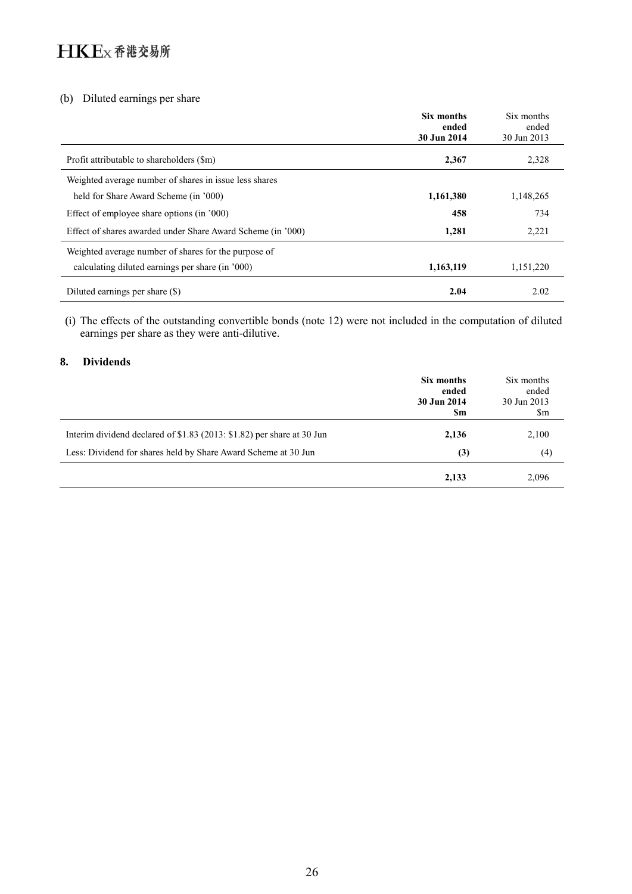(b) Diluted earnings per share

| | **Six months ended 30 Jun 2014** | Six months ended 30 Jun 2013 |
|---|---|---|
| Profit attributable to shareholders ($m) | **2,367** | 2,328 |
| Weighted average number of shares in issue less shares held for Share Award Scheme (in '000) | **1,161,380** | 1,148,265 |
| Effect of employee share options (in '000) | **458** | 734 |
| Effect of shares awarded under Share Award Scheme (in '000) | **1,281** | 2,221 |
| Weighted average number of shares for the purpose of calculating diluted earnings per share (in '000) | **1,163,119** | 1,151,220 |
| Diluted earnings per share ($) | **2.04** | 2.02 |

(i) The effects of the outstanding convertible bonds (note 12) were not included in the computation of diluted earnings per share as they were anti-dilutive.

## 8. Dividends

| | **Six months ended 30 Jun 2014 $m** | Six months ended 30 Jun 2013 $m |
|---|---|---|
| Interim dividend declared of $1.83 (2013: $1.82) per share at 30 Jun | **2,136** | 2,100 |
| Less: Dividend for shares held by Share Award Scheme at 30 Jun | **(3)** | (4) |
| | **2,133** | 2,096 |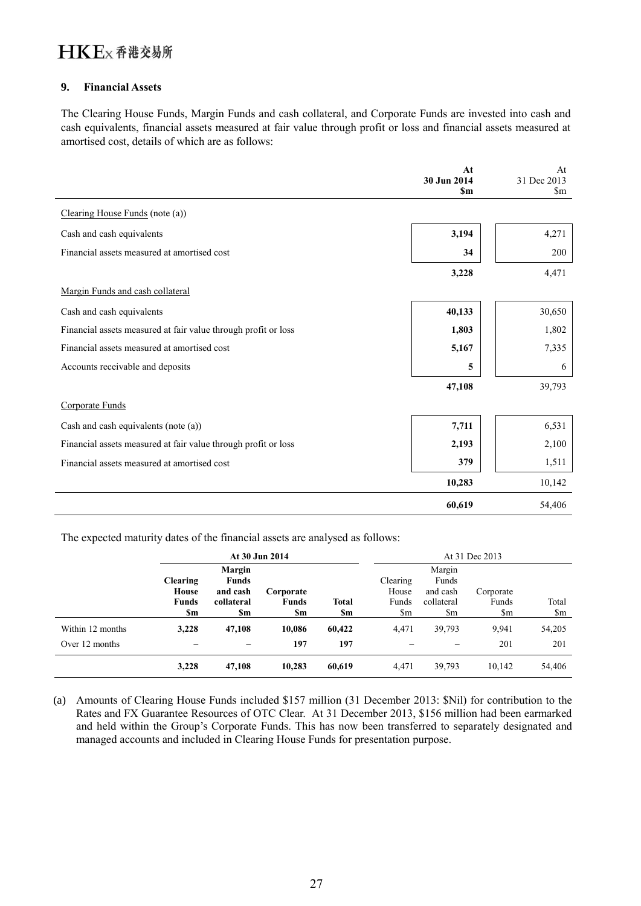## 9. Financial Assets

The Clearing House Funds, Margin Funds and cash collateral, and Corporate Funds are invested into cash and cash equivalents, financial assets measured at fair value through profit or loss and financial assets measured at amortised cost, details of which are as follows:

| | **At 30 Jun 2014 $m** | At 31 Dec 2013 $m |
|---|---|---|
| Clearing House Funds (note (a)) | | |
| Cash and cash equivalents | **3,194** | 4,271 |
| Financial assets measured at amortised cost | **34** | 200 |
| | **3,228** | 4,471 |
| Margin Funds and cash collateral | | |
| Cash and cash equivalents | **40,133** | 30,650 |
| Financial assets measured at fair value through profit or loss | **1,803** | 1,802 |
| Financial assets measured at amortised cost | **5,167** | 7,335 |
| Accounts receivable and deposits | **5** | 6 |
| | **47,108** | 39,793 |
| Corporate Funds | | |
| Cash and cash equivalents (note (a)) | **7,711** | 6,531 |
| Financial assets measured at fair value through profit or loss | **2,193** | 2,100 |
| Financial assets measured at amortised cost | **379** | 1,511 |
| | **10,283** | 10,142 |
| | **60,619** | 54,406 |

The expected maturity dates of the financial assets are analysed as follows:

| | **At 30 Jun 2014** | | | | At 31 Dec 2013 | | | |
|---|---|---|---|---|---|---|---|---|
| | **Clearing House Funds $m** | **Margin Funds and cash collateral $m** | **Corporate Funds $m** | **Total $m** | Clearing House Funds $m | Margin Funds and cash collateral $m | Corporate Funds $m | Total $m |
| Within 12 months | **3,228** | **47,108** | **10,086** | **60,422** | 4,471 | 39,793 | 9,941 | 54,205 |
| Over 12 months | **–** | **–** | **197** | **197** | – | – | 201 | 201 |
| | **3,228** | **47,108** | **10,283** | **60,619** | 4,471 | 39,793 | 10,142 | 54,406 |

(a) Amounts of Clearing House Funds included $157 million (31 December 2013: $Nil) for contribution to the Rates and FX Guarantee Resources of OTC Clear. At 31 December 2013, $156 million had been earmarked and held within the Group's Corporate Funds. This has now been transferred to separately designated and managed accounts and included in Clearing House Funds for presentation purpose.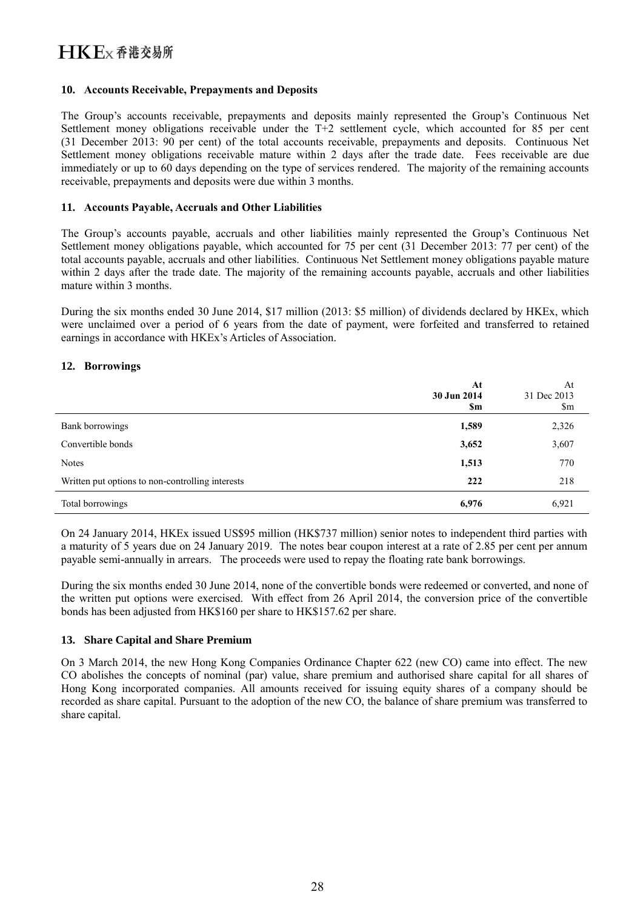## 10. Accounts Receivable, Prepayments and Deposits

The Group's accounts receivable, prepayments and deposits mainly represented the Group's Continuous Net Settlement money obligations receivable under the T+2 settlement cycle, which accounted for 85 per cent (31 December 2013: 90 per cent) of the total accounts receivable, prepayments and deposits. Continuous Net Settlement money obligations receivable mature within 2 days after the trade date. Fees receivable are due immediately or up to 60 days depending on the type of services rendered. The majority of the remaining accounts receivable, prepayments and deposits were due within 3 months.

## 11. Accounts Payable, Accruals and Other Liabilities

The Group's accounts payable, accruals and other liabilities mainly represented the Group's Continuous Net Settlement money obligations payable, which accounted for 75 per cent (31 December 2013: 77 per cent) of the total accounts payable, accruals and other liabilities. Continuous Net Settlement money obligations payable mature within 2 days after the trade date. The majority of the remaining accounts payable, accruals and other liabilities mature within 3 months.

During the six months ended 30 June 2014, $17 million (2013: $5 million) of dividends declared by HKEx, which were unclaimed over a period of 6 years from the date of payment, were forfeited and transferred to retained earnings in accordance with HKEx's Articles of Association.

## 12. Borrowings

| | **At 30 Jun 2014 $m** | At 31 Dec 2013 $m |
|---|---|---|
| Bank borrowings | **1,589** | 2,326 |
| Convertible bonds | **3,652** | 3,607 |
| Notes | **1,513** | 770 |
| Written put options to non-controlling interests | **222** | 218 |
| Total borrowings | **6,976** | 6,921 |

On 24 January 2014, HKEx issued US$95 million (HK$737 million) senior notes to independent third parties with a maturity of 5 years due on 24 January 2019. The notes bear coupon interest at a rate of 2.85 per cent per annum payable semi-annually in arrears. The proceeds were used to repay the floating rate bank borrowings.

During the six months ended 30 June 2014, none of the convertible bonds were redeemed or converted, and none of the written put options were exercised. With effect from 26 April 2014, the conversion price of the convertible bonds has been adjusted from HK$160 per share to HK$157.62 per share.

## 13. Share Capital and Share Premium

On 3 March 2014, the new Hong Kong Companies Ordinance Chapter 622 (new CO) came into effect. The new CO abolishes the concepts of nominal (par) value, share premium and authorised share capital for all shares of Hong Kong incorporated companies. All amounts received for issuing equity shares of a company should be recorded as share capital. Pursuant to the adoption of the new CO, the balance of share premium was transferred to share capital.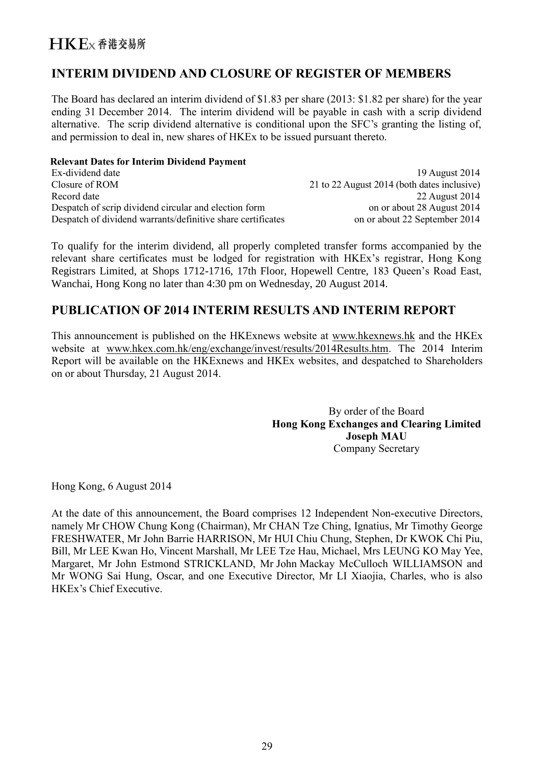## INTERIM DIVIDEND AND CLOSURE OF REGISTER OF MEMBERS

The Board has declared an interim dividend of $1.83 per share (2013: $1.82 per share) for the year ending 31 December 2014. The interim dividend will be payable in cash with a scrip dividend alternative. The scrip dividend alternative is conditional upon the SFC's granting the listing of, and permission to deal in, new shares of HKEx to be issued pursuant thereto.

**Relevant Dates for Interim Dividend Payment**

| | |
|---|---|
| Ex-dividend date | 19 August 2014 |
| Closure of ROM | 21 to 22 August 2014 (both dates inclusive) |
| Record date | 22 August 2014 |
| Despatch of scrip dividend circular and election form | on or about 28 August 2014 |
| Despatch of dividend warrants/definitive share certificates | on or about 22 September 2014 |

To qualify for the interim dividend, all properly completed transfer forms accompanied by the relevant share certificates must be lodged for registration with HKEx's registrar, Hong Kong Registrars Limited, at Shops 1712-1716, 17th Floor, Hopewell Centre, 183 Queen's Road East, Wanchai, Hong Kong no later than 4:30 pm on Wednesday, 20 August 2014.

## PUBLICATION OF 2014 INTERIM RESULTS AND INTERIM REPORT

This announcement is published on the HKExnews website at www.hkexnews.hk and the HKEx website at www.hkex.com.hk/eng/exchange/invest/results/2014Results.htm. The 2014 Interim Report will be available on the HKExnews and HKEx websites, and despatched to Shareholders on or about Thursday, 21 August 2014.

By order of the Board
**Hong Kong Exchanges and Clearing Limited**
**Joseph MAU**
Company Secretary

Hong Kong, 6 August 2014

At the date of this announcement, the Board comprises 12 Independent Non-executive Directors, namely Mr CHOW Chung Kong (Chairman), Mr CHAN Tze Ching, Ignatius, Mr Timothy George FRESHWATER, Mr John Barrie HARRISON, Mr HUI Chiu Chung, Stephen, Dr KWOK Chi Piu, Bill, Mr LEE Kwan Ho, Vincent Marshall, Mr LEE Tze Hau, Michael, Mrs LEUNG KO May Yee, Margaret, Mr John Estmond STRICKLAND, Mr John Mackay McCulloch WILLIAMSON and Mr WONG Sai Hung, Oscar, and one Executive Director, Mr LI Xiaojia, Charles, who is also HKEx's Chief Executive.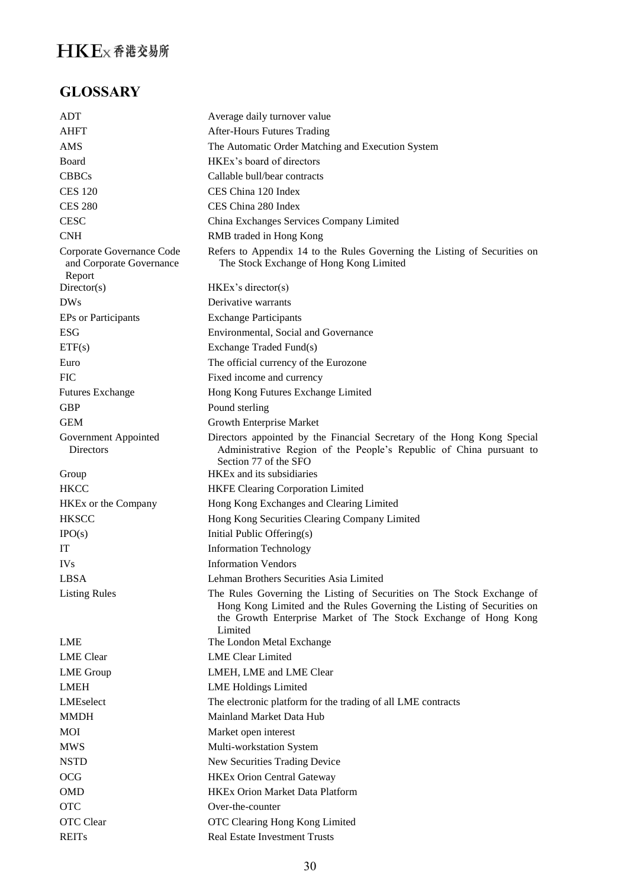## GLOSSARY

| | |
|---|---|
| ADT | Average daily turnover value |
| AHFT | After-Hours Futures Trading |
| AMS | The Automatic Order Matching and Execution System |
| Board | HKEx's board of directors |
| CBBCs | Callable bull/bear contracts |
| CES 120 | CES China 120 Index |
| CES 280 | CES China 280 Index |
| CESC | China Exchanges Services Company Limited |
| CNH | RMB traded in Hong Kong |
| Corporate Governance Code and Corporate Governance Report | Refers to Appendix 14 to the Rules Governing the Listing of Securities on The Stock Exchange of Hong Kong Limited |
| Director(s) | HKEx's director(s) |
| DWs | Derivative warrants |
| EPs or Participants | Exchange Participants |
| ESG | Environmental, Social and Governance |
| ETF(s) | Exchange Traded Fund(s) |
| Euro | The official currency of the Eurozone |
| FIC | Fixed income and currency |
| Futures Exchange | Hong Kong Futures Exchange Limited |
| GBP | Pound sterling |
| GEM | Growth Enterprise Market |
| Government Appointed Directors | Directors appointed by the Financial Secretary of the Hong Kong Special Administrative Region of the People's Republic of China pursuant to Section 77 of the SFO |
| Group | HKEx and its subsidiaries |
| HKCC | HKFE Clearing Corporation Limited |
| HKEx or the Company | Hong Kong Exchanges and Clearing Limited |
| HKSCC | Hong Kong Securities Clearing Company Limited |
| IPO(s) | Initial Public Offering(s) |
| IT | Information Technology |
| IVs | Information Vendors |
| LBSA | Lehman Brothers Securities Asia Limited |
| Listing Rules | The Rules Governing the Listing of Securities on The Stock Exchange of Hong Kong Limited and the Rules Governing the Listing of Securities on the Growth Enterprise Market of The Stock Exchange of Hong Kong Limited |
| LME | The London Metal Exchange |
| LME Clear | LME Clear Limited |
| LME Group | LMEH, LME and LME Clear |
| LMEH | LME Holdings Limited |
| LMEselect | The electronic platform for the trading of all LME contracts |
| MMDH | Mainland Market Data Hub |
| MOI | Market open interest |
| MWS | Multi-workstation System |
| NSTD | New Securities Trading Device |
| OCG | HKEx Orion Central Gateway |
| OMD | HKEx Orion Market Data Platform |
| OTC | Over-the-counter |
| OTC Clear | OTC Clearing Hong Kong Limited |
| REITs | Real Estate Investment Trusts |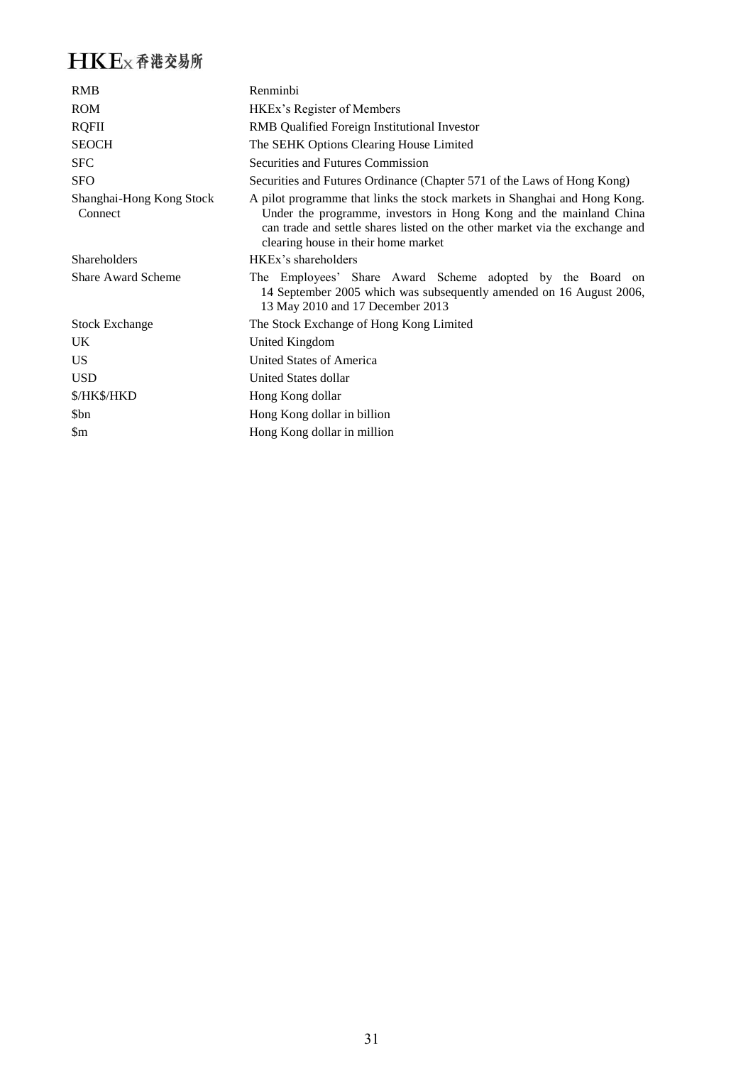| | |
|---|---|
| RMB | Renminbi |
| ROM | HKEx's Register of Members |
| RQFII | RMB Qualified Foreign Institutional Investor |
| SEOCH | The SEHK Options Clearing House Limited |
| SFC | Securities and Futures Commission |
| SFO | Securities and Futures Ordinance (Chapter 571 of the Laws of Hong Kong) |
| Shanghai-Hong Kong Stock Connect | A pilot programme that links the stock markets in Shanghai and Hong Kong. Under the programme, investors in Hong Kong and the mainland China can trade and settle shares listed on the other market via the exchange and clearing house in their home market |
| Shareholders | HKEx's shareholders |
| Share Award Scheme | The Employees' Share Award Scheme adopted by the Board on 14 September 2005 which was subsequently amended on 16 August 2006, 13 May 2010 and 17 December 2013 |
| Stock Exchange | The Stock Exchange of Hong Kong Limited |
| UK | United Kingdom |
| US | United States of America |
| USD | United States dollar |
| $/HK$/HKD | Hong Kong dollar |
| $bn | Hong Kong dollar in billion |
| $m | Hong Kong dollar in million |